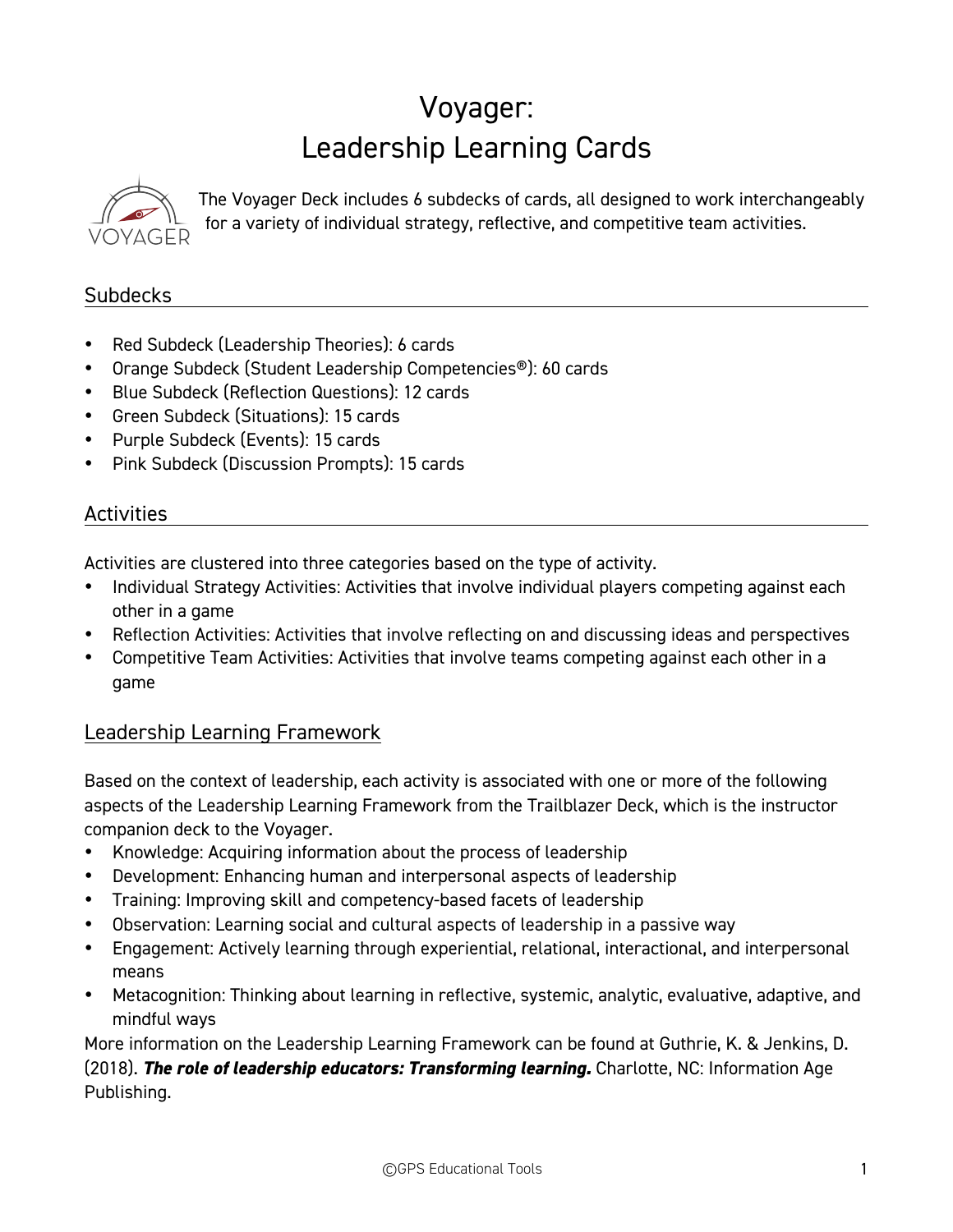# Voyager: Leadership Learning Cards

VOYAGER

The Voyager Deck includes 6 subdecks of cards, all designed to work interchangeably for a variety of individual strategy, reflective, and competitive team activities.

## Subdecks

- Red Subdeck (Leadership Theories): 6 cards
- Orange Subdeck (Student Leadership Competencies®): 60 cards
- Blue Subdeck (Reflection Questions): 12 cards
- Green Subdeck (Situations): 15 cards
- Purple Subdeck (Events): 15 cards
- Pink Subdeck (Discussion Prompts): 15 cards

## Activities

Activities are clustered into three categories based on the type of activity.

- Individual Strategy Activities: Activities that involve individual players competing against each other in a game
- Reflection Activities: Activities that involve reflecting on and discussing ideas and perspectives
- Competitive Team Activities: Activities that involve teams competing against each other in a game

## Leadership Learning Framework

Based on the context of leadership, each activity is associated with one or more of the following aspects of the Leadership Learning Framework from the Trailblazer Deck, which is the instructor companion deck to the Voyager.

- Knowledge: Acquiring information about the process of leadership
- Development: Enhancing human and interpersonal aspects of leadership
- Training: Improving skill and competency-based facets of leadership
- Observation: Learning social and cultural aspects of leadership in a passive way
- Engagement: Actively learning through experiential, relational, interactional, and interpersonal means
- Metacognition: Thinking about learning in reflective, systemic, analytic, evaluative, adaptive, and mindful ways

More information on the Leadership Learning Framework can be found at Guthrie, K. & Jenkins, D. (2018). ***The role of leadership educators: Transforming learning.*** Charlotte, NC: Information Age Publishing.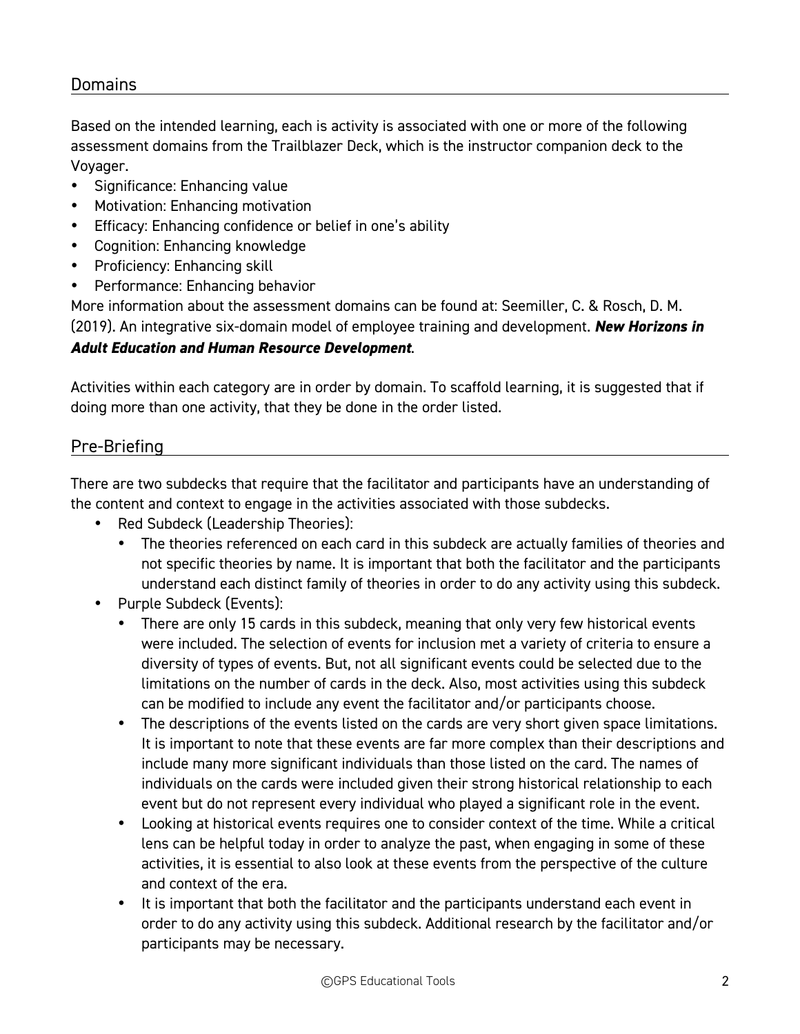## Domains

Based on the intended learning, each is activity is associated with one or more of the following assessment domains from the Trailblazer Deck, which is the instructor companion deck to the Voyager.

- Significance: Enhancing value
- Motivation: Enhancing motivation
- Efficacy: Enhancing confidence or belief in one's ability
- Cognition: Enhancing knowledge
- Proficiency: Enhancing skill
- Performance: Enhancing behavior

More information about the assessment domains can be found at: Seemiller, C. & Rosch, D. M. (2019). An integrative six-domain model of employee training and development. ***New Horizons in Adult Education and Human Resource Development***.

Activities within each category are in order by domain. To scaffold learning, it is suggested that if doing more than one activity, that they be done in the order listed.

## Pre-Briefing

There are two subdecks that require that the facilitator and participants have an understanding of the content and context to engage in the activities associated with those subdecks.

- Red Subdeck (Leadership Theories):
  - The theories referenced on each card in this subdeck are actually families of theories and not specific theories by name. It is important that both the facilitator and the participants understand each distinct family of theories in order to do any activity using this subdeck.
- Purple Subdeck (Events):
  - There are only 15 cards in this subdeck, meaning that only very few historical events were included. The selection of events for inclusion met a variety of criteria to ensure a diversity of types of events. But, not all significant events could be selected due to the limitations on the number of cards in the deck. Also, most activities using this subdeck can be modified to include any event the facilitator and/or participants choose.
  - The descriptions of the events listed on the cards are very short given space limitations. It is important to note that these events are far more complex than their descriptions and include many more significant individuals than those listed on the card. The names of individuals on the cards were included given their strong historical relationship to each event but do not represent every individual who played a significant role in the event.
  - Looking at historical events requires one to consider context of the time. While a critical lens can be helpful today in order to analyze the past, when engaging in some of these activities, it is essential to also look at these events from the perspective of the culture and context of the era.
  - It is important that both the facilitator and the participants understand each event in order to do any activity using this subdeck. Additional research by the facilitator and/or participants may be necessary.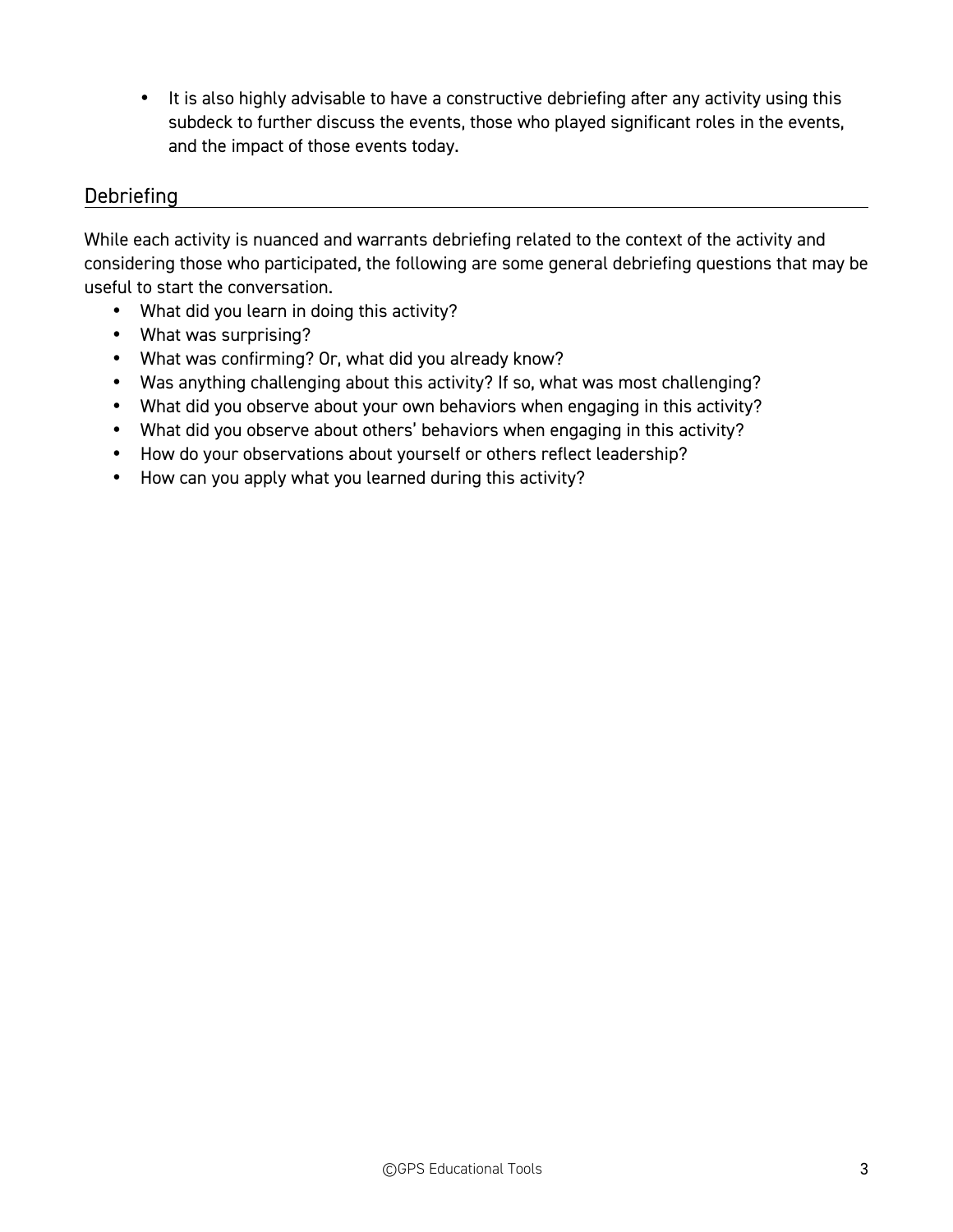- It is also highly advisable to have a constructive debriefing after any activity using this subdeck to further discuss the events, those who played significant roles in the events, and the impact of those events today.

## Debriefing

While each activity is nuanced and warrants debriefing related to the context of the activity and considering those who participated, the following are some general debriefing questions that may be useful to start the conversation.

- What did you learn in doing this activity?
- What was surprising?
- What was confirming? Or, what did you already know?
- Was anything challenging about this activity? If so, what was most challenging?
- What did you observe about your own behaviors when engaging in this activity?
- What did you observe about others' behaviors when engaging in this activity?
- How do your observations about yourself or others reflect leadership?
- How can you apply what you learned during this activity?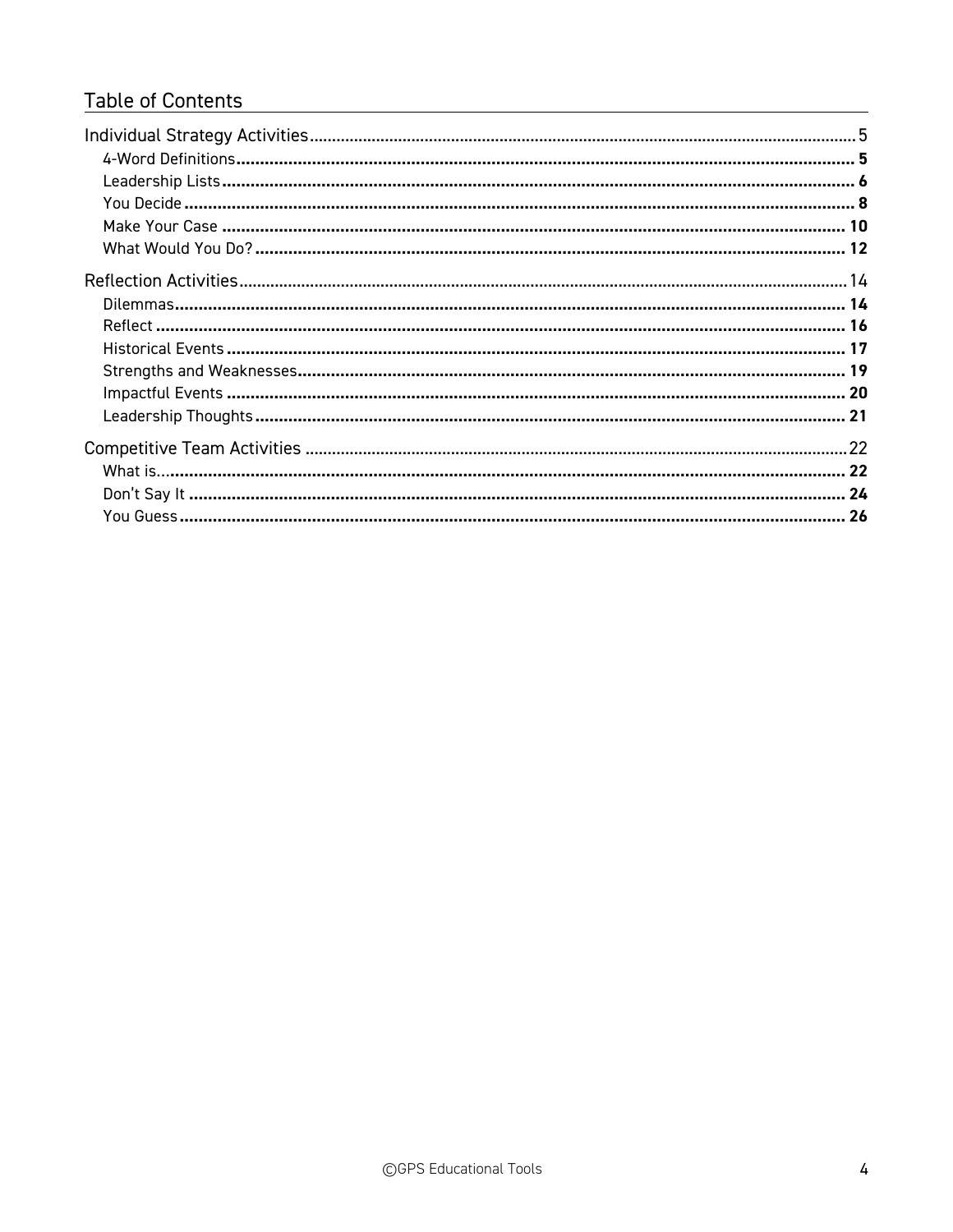## Table of Contents

- Individual Strategy Activities ..... 5
  - 4-Word Definitions ..... **5**
  - Leadership Lists ..... **6**
  - You Decide ..... **8**
  - Make Your Case ..... **10**
  - What Would You Do? ..... **12**
- Reflection Activities ..... 14
  - Dilemmas ..... **14**
  - Reflect ..... **16**
  - Historical Events ..... **17**
  - Strengths and Weaknesses ..... **19**
  - Impactful Events ..... **20**
  - Leadership Thoughts ..... **21**
- Competitive Team Activities ..... 22
  - What is ..... **22**
  - Don't Say It ..... **24**
  - You Guess ..... **26**

©GPS Educational Tools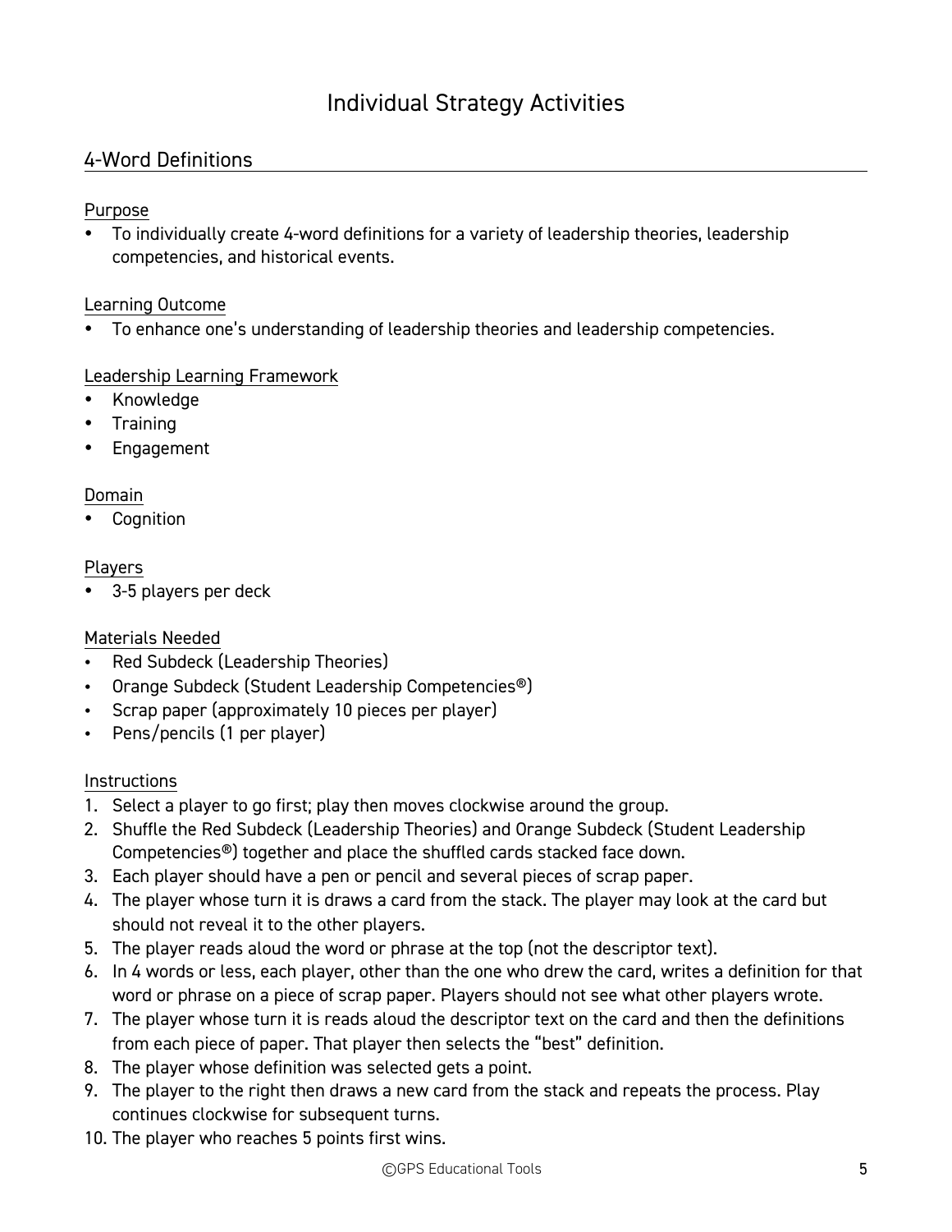# Individual Strategy Activities

## 4-Word Definitions

Purpose

- To individually create 4-word definitions for a variety of leadership theories, leadership competencies, and historical events.

Learning Outcome

- To enhance one's understanding of leadership theories and leadership competencies.

Leadership Learning Framework

- Knowledge
- Training
- Engagement

Domain

- Cognition

Players

- 3-5 players per deck

Materials Needed

- Red Subdeck (Leadership Theories)
- Orange Subdeck (Student Leadership Competencies®)
- Scrap paper (approximately 10 pieces per player)
- Pens/pencils (1 per player)

Instructions

1. Select a player to go first; play then moves clockwise around the group.
2. Shuffle the Red Subdeck (Leadership Theories) and Orange Subdeck (Student Leadership Competencies®) together and place the shuffled cards stacked face down.
3. Each player should have a pen or pencil and several pieces of scrap paper.
4. The player whose turn it is draws a card from the stack. The player may look at the card but should not reveal it to the other players.
5. The player reads aloud the word or phrase at the top (not the descriptor text).
6. In 4 words or less, each player, other than the one who drew the card, writes a definition for that word or phrase on a piece of scrap paper. Players should not see what other players wrote.
7. The player whose turn it is reads aloud the descriptor text on the card and then the definitions from each piece of paper. That player then selects the "best" definition.
8. The player whose definition was selected gets a point.
9. The player to the right then draws a new card from the stack and repeats the process. Play continues clockwise for subsequent turns.
10. The player who reaches 5 points first wins.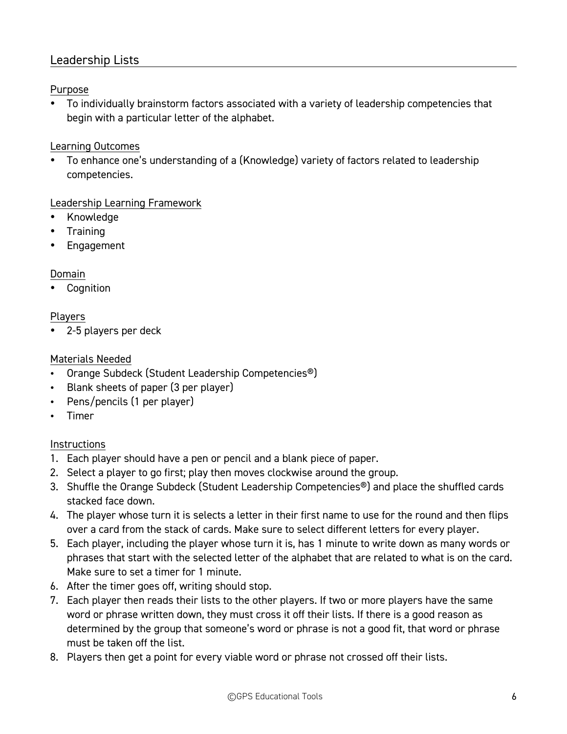## Leadership Lists

### Purpose

- To individually brainstorm factors associated with a variety of leadership competencies that begin with a particular letter of the alphabet.

### Learning Outcomes

- To enhance one's understanding of a (Knowledge) variety of factors related to leadership competencies.

### Leadership Learning Framework

- Knowledge
- Training
- Engagement

### Domain

- Cognition

### Players

- 2-5 players per deck

### Materials Needed

- Orange Subdeck (Student Leadership Competencies®)
- Blank sheets of paper (3 per player)
- Pens/pencils (1 per player)
- Timer

### Instructions

1. Each player should have a pen or pencil and a blank piece of paper.
2. Select a player to go first; play then moves clockwise around the group.
3. Shuffle the Orange Subdeck (Student Leadership Competencies®) and place the shuffled cards stacked face down.
4. The player whose turn it is selects a letter in their first name to use for the round and then flips over a card from the stack of cards. Make sure to select different letters for every player.
5. Each player, including the player whose turn it is, has 1 minute to write down as many words or phrases that start with the selected letter of the alphabet that are related to what is on the card. Make sure to set a timer for 1 minute.
6. After the timer goes off, writing should stop.
7. Each player then reads their lists to the other players. If two or more players have the same word or phrase written down, they must cross it off their lists. If there is a good reason as determined by the group that someone's word or phrase is not a good fit, that word or phrase must be taken off the list.
8. Players then get a point for every viable word or phrase not crossed off their lists.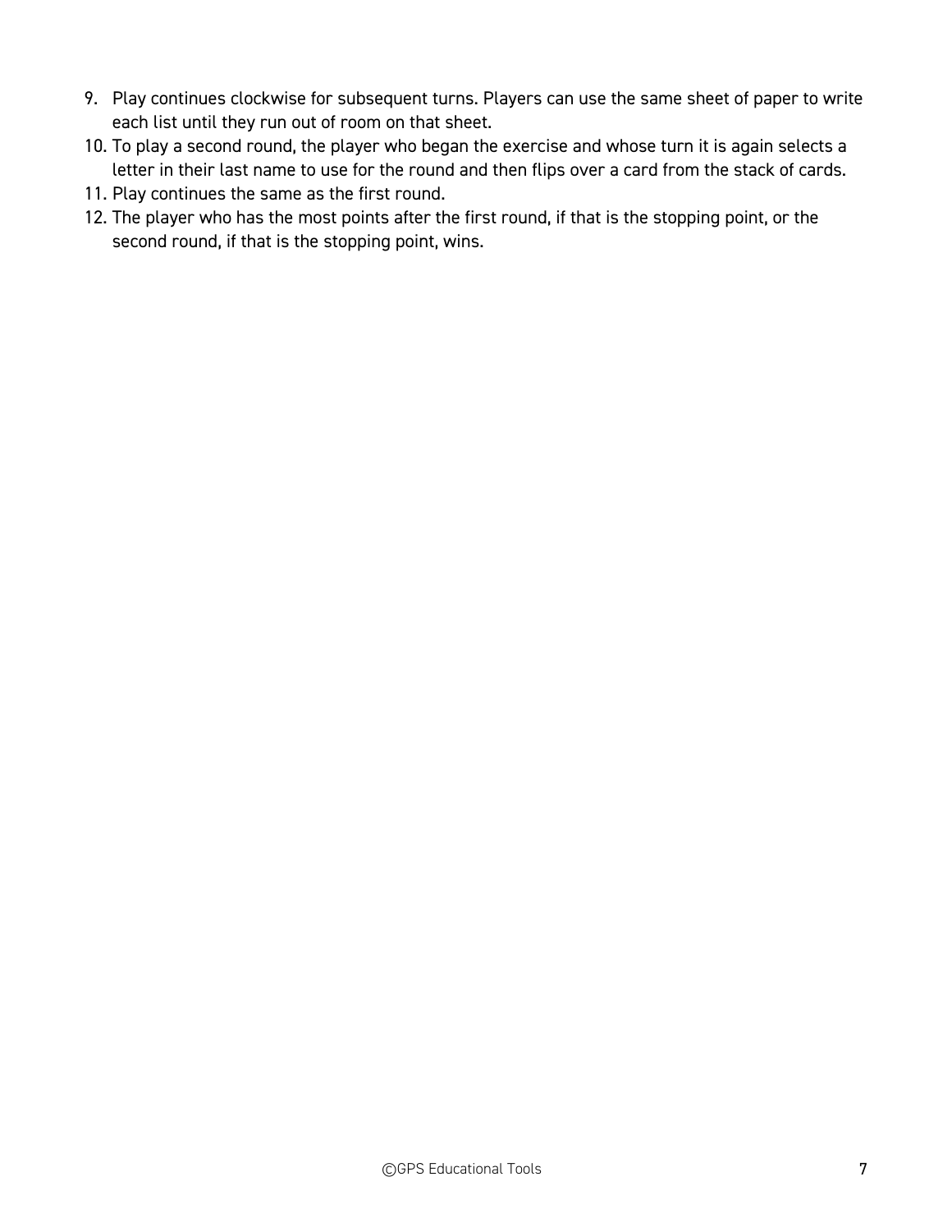9. Play continues clockwise for subsequent turns. Players can use the same sheet of paper to write each list until they run out of room on that sheet.
10. To play a second round, the player who began the exercise and whose turn it is again selects a letter in their last name to use for the round and then flips over a card from the stack of cards.
11. Play continues the same as the first round.
12. The player who has the most points after the first round, if that is the stopping point, or the second round, if that is the stopping point, wins.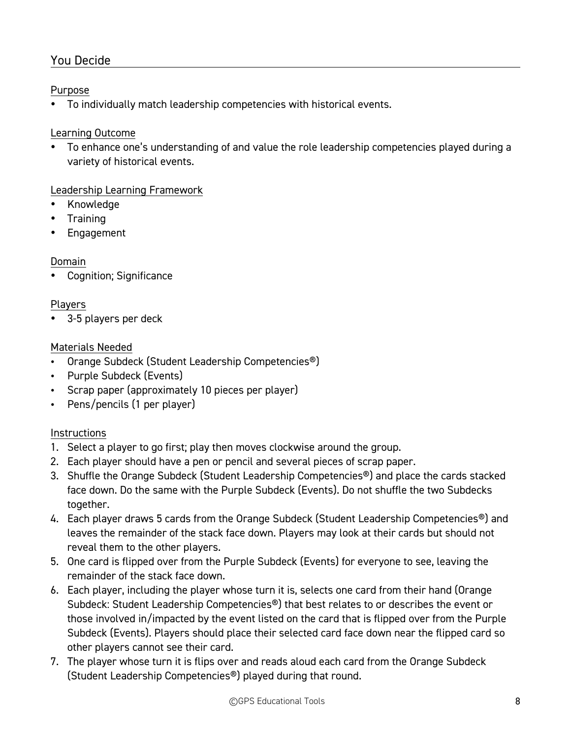## You Decide

Purpose

- To individually match leadership competencies with historical events.

Learning Outcome

- To enhance one's understanding of and value the role leadership competencies played during a variety of historical events.

Leadership Learning Framework

- Knowledge
- Training
- Engagement

Domain

- Cognition; Significance

Players

- 3-5 players per deck

Materials Needed

- Orange Subdeck (Student Leadership Competencies®)
- Purple Subdeck (Events)
- Scrap paper (approximately 10 pieces per player)
- Pens/pencils (1 per player)

Instructions

1. Select a player to go first; play then moves clockwise around the group.
2. Each player should have a pen or pencil and several pieces of scrap paper.
3. Shuffle the Orange Subdeck (Student Leadership Competencies®) and place the cards stacked face down. Do the same with the Purple Subdeck (Events). Do not shuffle the two Subdecks together.
4. Each player draws 5 cards from the Orange Subdeck (Student Leadership Competencies®) and leaves the remainder of the stack face down. Players may look at their cards but should not reveal them to the other players.
5. One card is flipped over from the Purple Subdeck (Events) for everyone to see, leaving the remainder of the stack face down.
6. Each player, including the player whose turn it is, selects one card from their hand (Orange Subdeck: Student Leadership Competencies®) that best relates to or describes the event or those involved in/impacted by the event listed on the card that is flipped over from the Purple Subdeck (Events). Players should place their selected card face down near the flipped card so other players cannot see their card.
7. The player whose turn it is flips over and reads aloud each card from the Orange Subdeck (Student Leadership Competencies®) played during that round.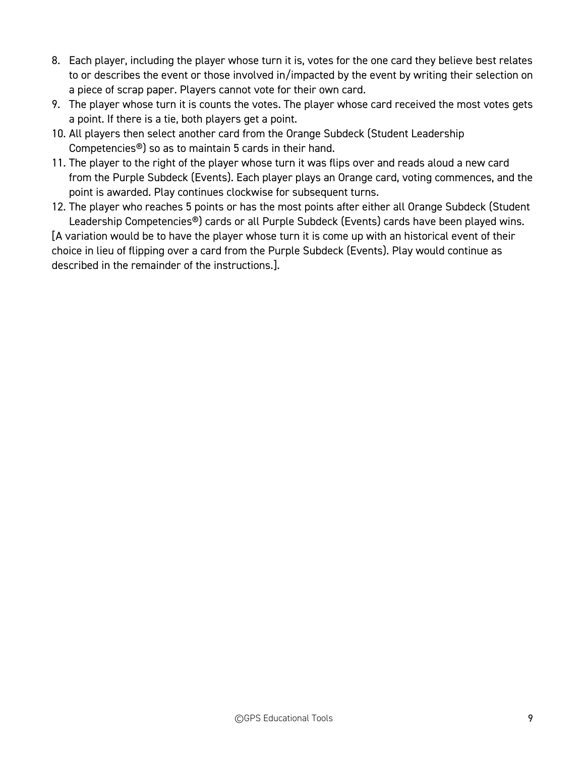8. Each player, including the player whose turn it is, votes for the one card they believe best relates to or describes the event or those involved in/impacted by the event by writing their selection on a piece of scrap paper. Players cannot vote for their own card.
9. The player whose turn it is counts the votes. The player whose card received the most votes gets a point. If there is a tie, both players get a point.
10. All players then select another card from the Orange Subdeck (Student Leadership Competencies®) so as to maintain 5 cards in their hand.
11. The player to the right of the player whose turn it was flips over and reads aloud a new card from the Purple Subdeck (Events). Each player plays an Orange card, voting commences, and the point is awarded. Play continues clockwise for subsequent turns.
12. The player who reaches 5 points or has the most points after either all Orange Subdeck (Student Leadership Competencies®) cards or all Purple Subdeck (Events) cards have been played wins.

[A variation would be to have the player whose turn it is come up with an historical event of their choice in lieu of flipping over a card from the Purple Subdeck (Events). Play would continue as described in the remainder of the instructions.].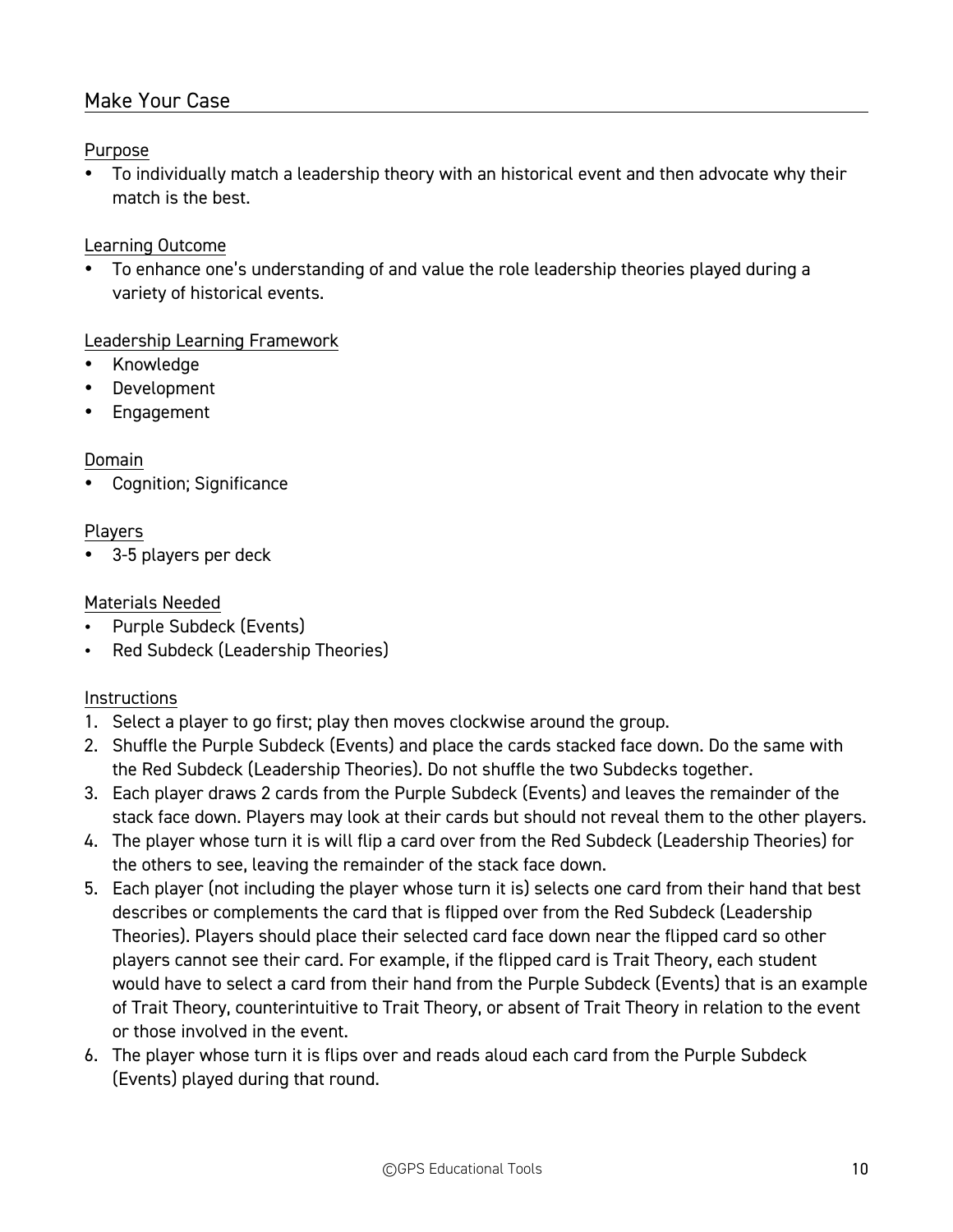## Make Your Case

Purpose

- To individually match a leadership theory with an historical event and then advocate why their match is the best.

Learning Outcome

- To enhance one's understanding of and value the role leadership theories played during a variety of historical events.

Leadership Learning Framework

- Knowledge
- Development
- Engagement

Domain

- Cognition; Significance

Players

- 3-5 players per deck

Materials Needed

- Purple Subdeck (Events)
- Red Subdeck (Leadership Theories)

Instructions

1. Select a player to go first; play then moves clockwise around the group.
2. Shuffle the Purple Subdeck (Events) and place the cards stacked face down. Do the same with the Red Subdeck (Leadership Theories). Do not shuffle the two Subdecks together.
3. Each player draws 2 cards from the Purple Subdeck (Events) and leaves the remainder of the stack face down. Players may look at their cards but should not reveal them to the other players.
4. The player whose turn it is will flip a card over from the Red Subdeck (Leadership Theories) for the others to see, leaving the remainder of the stack face down.
5. Each player (not including the player whose turn it is) selects one card from their hand that best describes or complements the card that is flipped over from the Red Subdeck (Leadership Theories). Players should place their selected card face down near the flipped card so other players cannot see their card. For example, if the flipped card is Trait Theory, each student would have to select a card from their hand from the Purple Subdeck (Events) that is an example of Trait Theory, counterintuitive to Trait Theory, or absent of Trait Theory in relation to the event or those involved in the event.
6. The player whose turn it is flips over and reads aloud each card from the Purple Subdeck (Events) played during that round.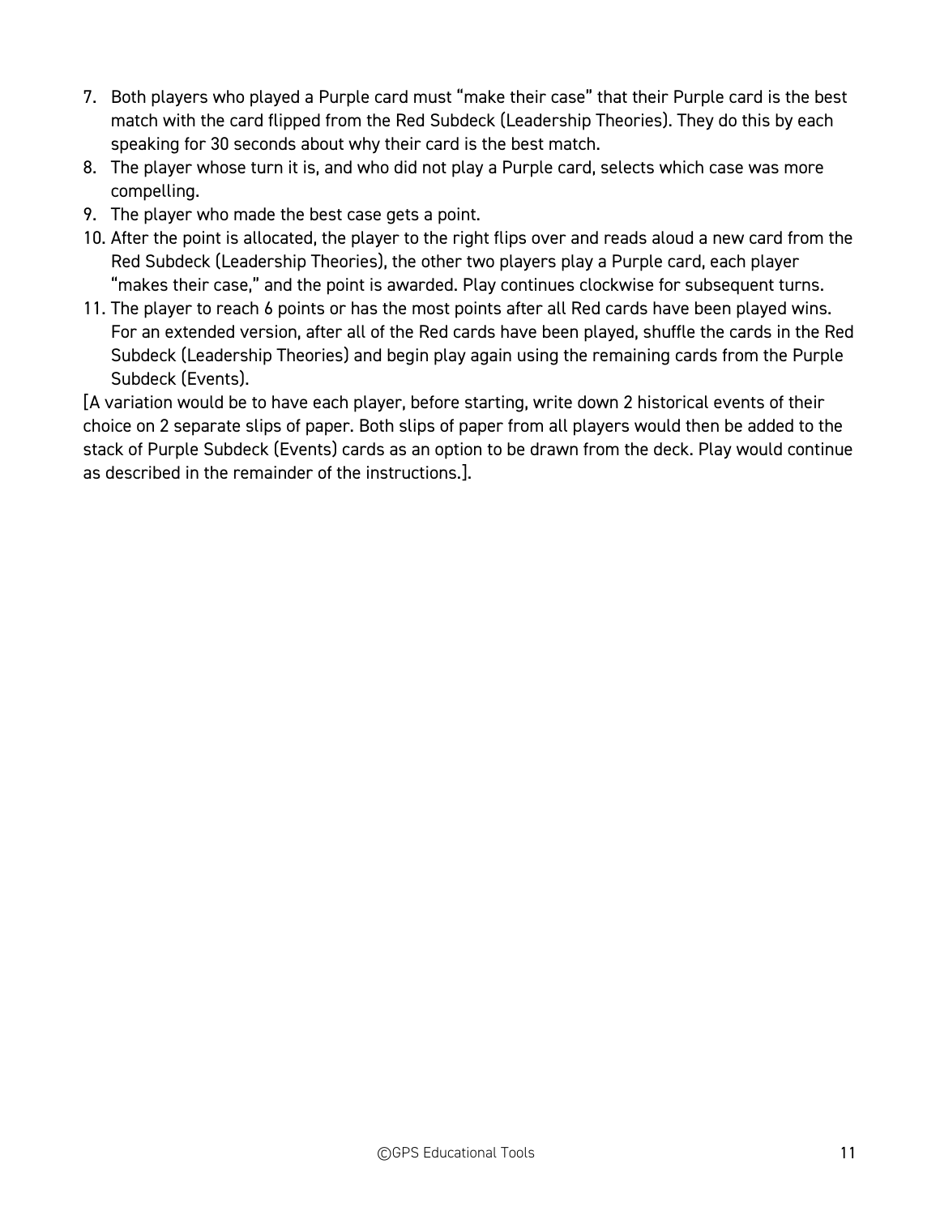7. Both players who played a Purple card must "make their case" that their Purple card is the best match with the card flipped from the Red Subdeck (Leadership Theories). They do this by each speaking for 30 seconds about why their card is the best match.
8. The player whose turn it is, and who did not play a Purple card, selects which case was more compelling.
9. The player who made the best case gets a point.
10. After the point is allocated, the player to the right flips over and reads aloud a new card from the Red Subdeck (Leadership Theories), the other two players play a Purple card, each player "makes their case," and the point is awarded. Play continues clockwise for subsequent turns.
11. The player to reach 6 points or has the most points after all Red cards have been played wins. For an extended version, after all of the Red cards have been played, shuffle the cards in the Red Subdeck (Leadership Theories) and begin play again using the remaining cards from the Purple Subdeck (Events).

[A variation would be to have each player, before starting, write down 2 historical events of their choice on 2 separate slips of paper. Both slips of paper from all players would then be added to the stack of Purple Subdeck (Events) cards as an option to be drawn from the deck. Play would continue as described in the remainder of the instructions.].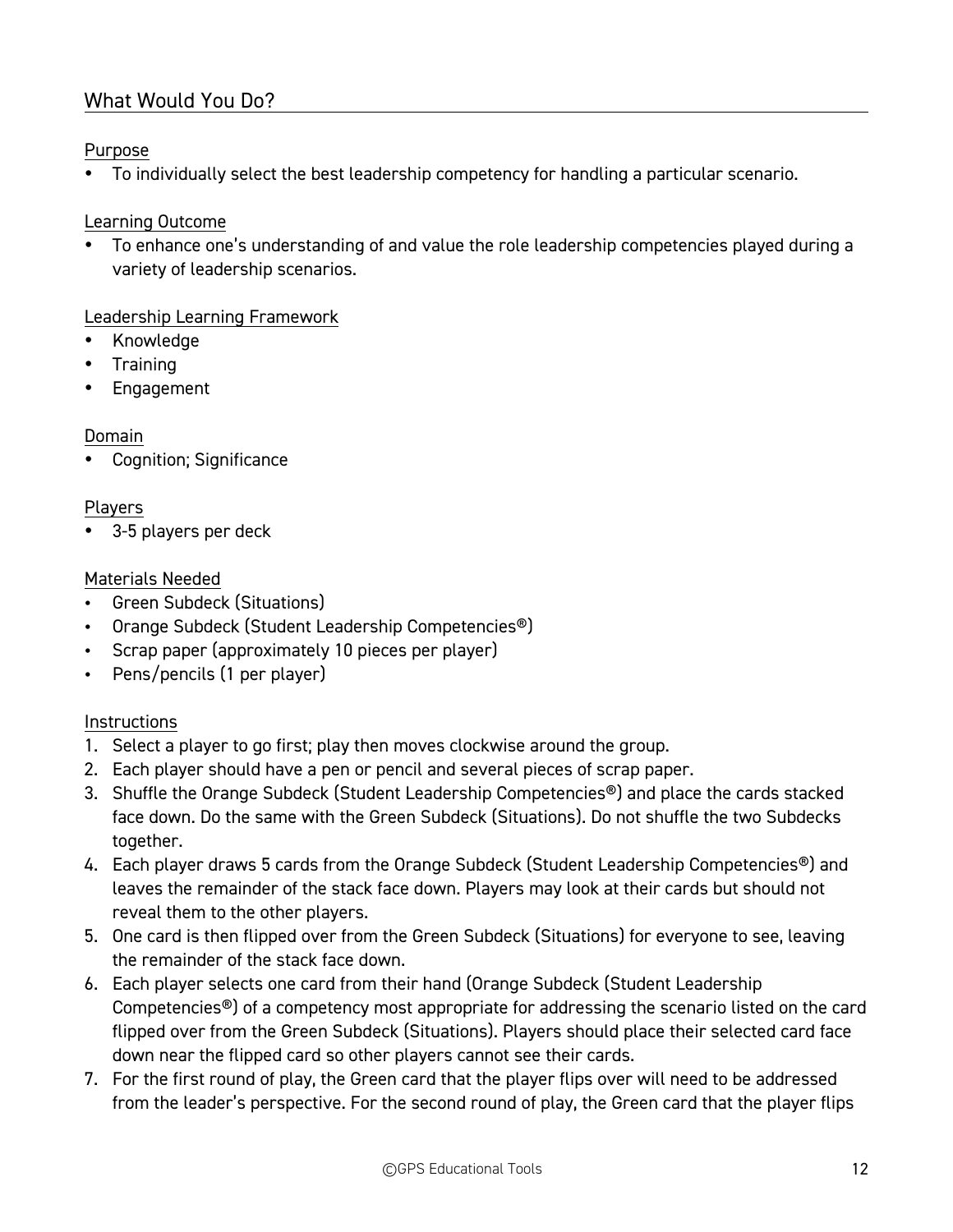## What Would You Do?

Purpose

- To individually select the best leadership competency for handling a particular scenario.

Learning Outcome

- To enhance one's understanding of and value the role leadership competencies played during a variety of leadership scenarios.

Leadership Learning Framework

- Knowledge
- Training
- Engagement

Domain

- Cognition; Significance

Players

- 3-5 players per deck

Materials Needed

- Green Subdeck (Situations)
- Orange Subdeck (Student Leadership Competencies®)
- Scrap paper (approximately 10 pieces per player)
- Pens/pencils (1 per player)

Instructions

1. Select a player to go first; play then moves clockwise around the group.
2. Each player should have a pen or pencil and several pieces of scrap paper.
3. Shuffle the Orange Subdeck (Student Leadership Competencies®) and place the cards stacked face down. Do the same with the Green Subdeck (Situations). Do not shuffle the two Subdecks together.
4. Each player draws 5 cards from the Orange Subdeck (Student Leadership Competencies®) and leaves the remainder of the stack face down. Players may look at their cards but should not reveal them to the other players.
5. One card is then flipped over from the Green Subdeck (Situations) for everyone to see, leaving the remainder of the stack face down.
6. Each player selects one card from their hand (Orange Subdeck (Student Leadership Competencies®) of a competency most appropriate for addressing the scenario listed on the card flipped over from the Green Subdeck (Situations). Players should place their selected card face down near the flipped card so other players cannot see their cards.
7. For the first round of play, the Green card that the player flips over will need to be addressed from the leader's perspective. For the second round of play, the Green card that the player flips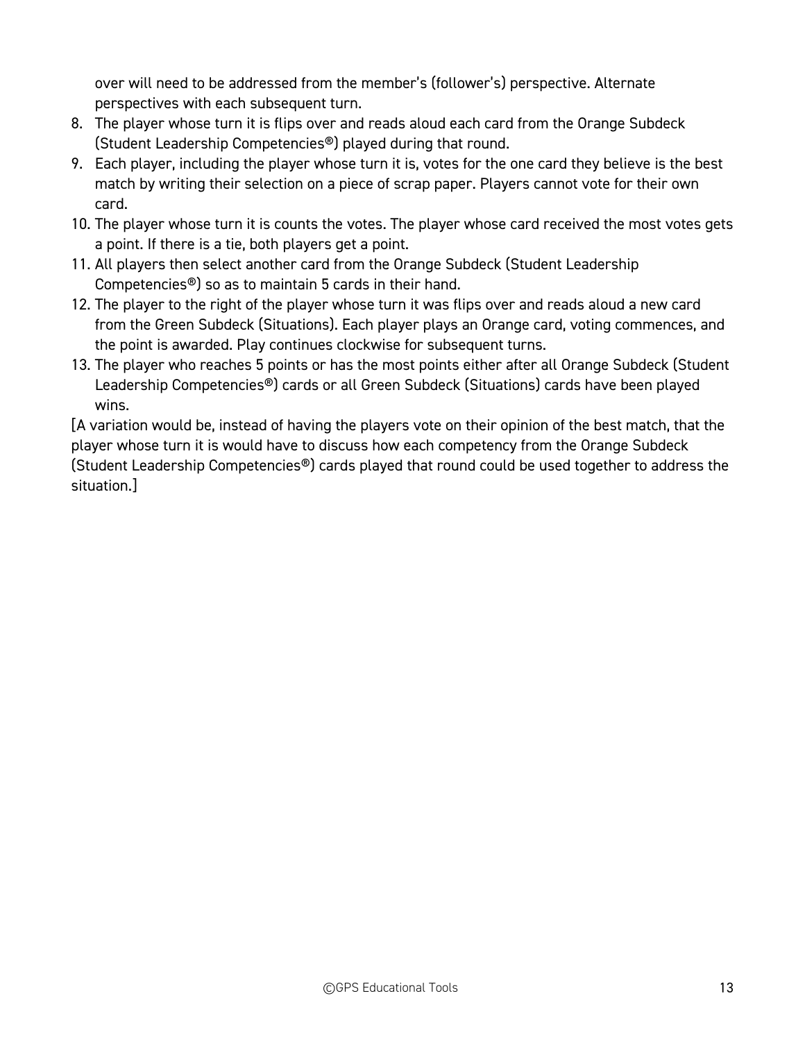over will need to be addressed from the member's (follower's) perspective. Alternate perspectives with each subsequent turn.

8. The player whose turn it is flips over and reads aloud each card from the Orange Subdeck (Student Leadership Competencies®) played during that round.
9. Each player, including the player whose turn it is, votes for the one card they believe is the best match by writing their selection on a piece of scrap paper. Players cannot vote for their own card.
10. The player whose turn it is counts the votes. The player whose card received the most votes gets a point. If there is a tie, both players get a point.
11. All players then select another card from the Orange Subdeck (Student Leadership Competencies®) so as to maintain 5 cards in their hand.
12. The player to the right of the player whose turn it was flips over and reads aloud a new card from the Green Subdeck (Situations). Each player plays an Orange card, voting commences, and the point is awarded. Play continues clockwise for subsequent turns.
13. The player who reaches 5 points or has the most points either after all Orange Subdeck (Student Leadership Competencies®) cards or all Green Subdeck (Situations) cards have been played wins.

[A variation would be, instead of having the players vote on their opinion of the best match, that the player whose turn it is would have to discuss how each competency from the Orange Subdeck (Student Leadership Competencies®) cards played that round could be used together to address the situation.]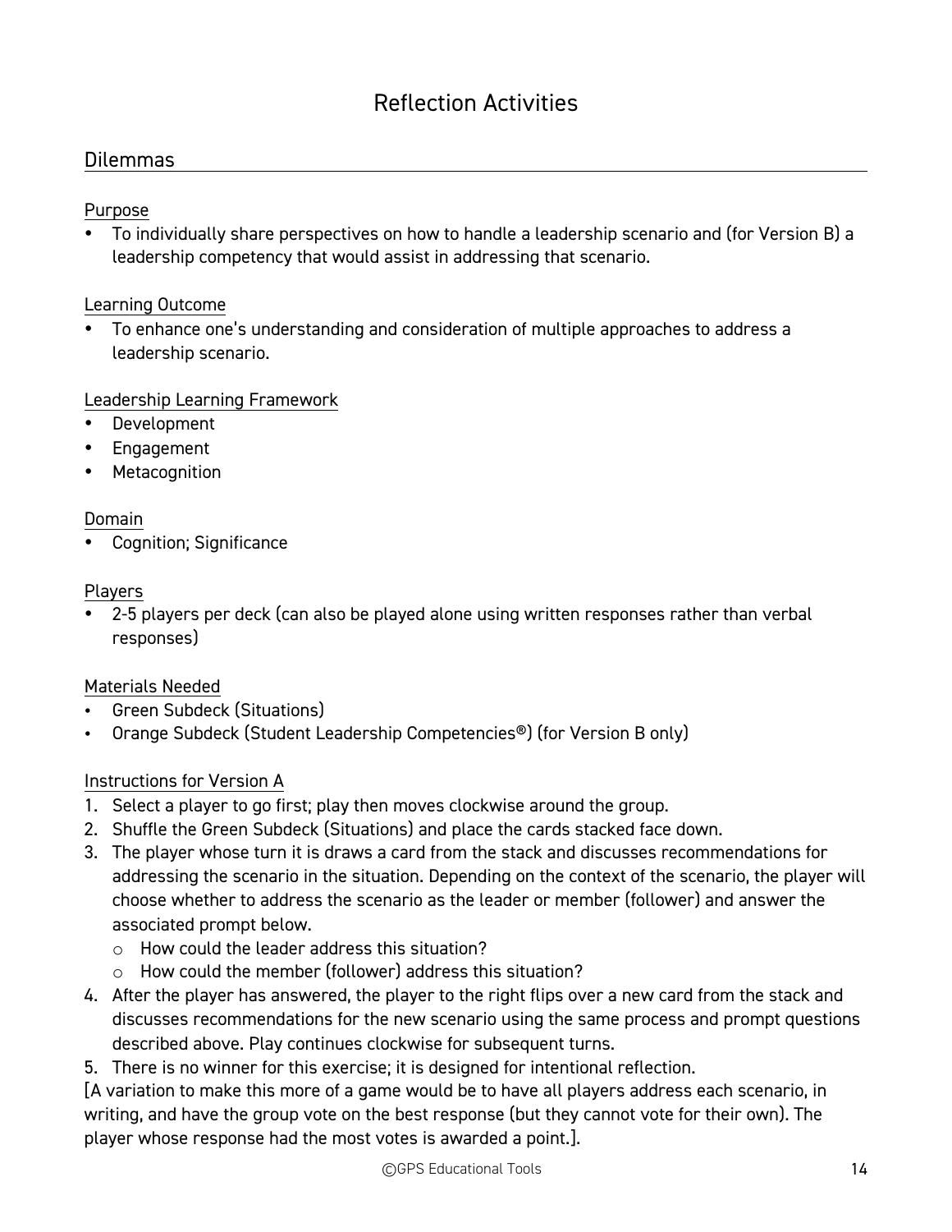# Reflection Activities

## Dilemmas

### Purpose

- To individually share perspectives on how to handle a leadership scenario and (for Version B) a leadership competency that would assist in addressing that scenario.

### Learning Outcome

- To enhance one's understanding and consideration of multiple approaches to address a leadership scenario.

### Leadership Learning Framework

- Development
- Engagement
- Metacognition

### Domain

- Cognition; Significance

### Players

- 2-5 players per deck (can also be played alone using written responses rather than verbal responses)

### Materials Needed

- Green Subdeck (Situations)
- Orange Subdeck (Student Leadership Competencies®) (for Version B only)

### Instructions for Version A

1. Select a player to go first; play then moves clockwise around the group.
2. Shuffle the Green Subdeck (Situations) and place the cards stacked face down.
3. The player whose turn it is draws a card from the stack and discusses recommendations for addressing the scenario in the situation. Depending on the context of the scenario, the player will choose whether to address the scenario as the leader or member (follower) and answer the associated prompt below.
   - How could the leader address this situation?
   - How could the member (follower) address this situation?
4. After the player has answered, the player to the right flips over a new card from the stack and discusses recommendations for the new scenario using the same process and prompt questions described above. Play continues clockwise for subsequent turns.
5. There is no winner for this exercise; it is designed for intentional reflection.

[A variation to make this more of a game would be to have all players address each scenario, in writing, and have the group vote on the best response (but they cannot vote for their own). The player whose response had the most votes is awarded a point.].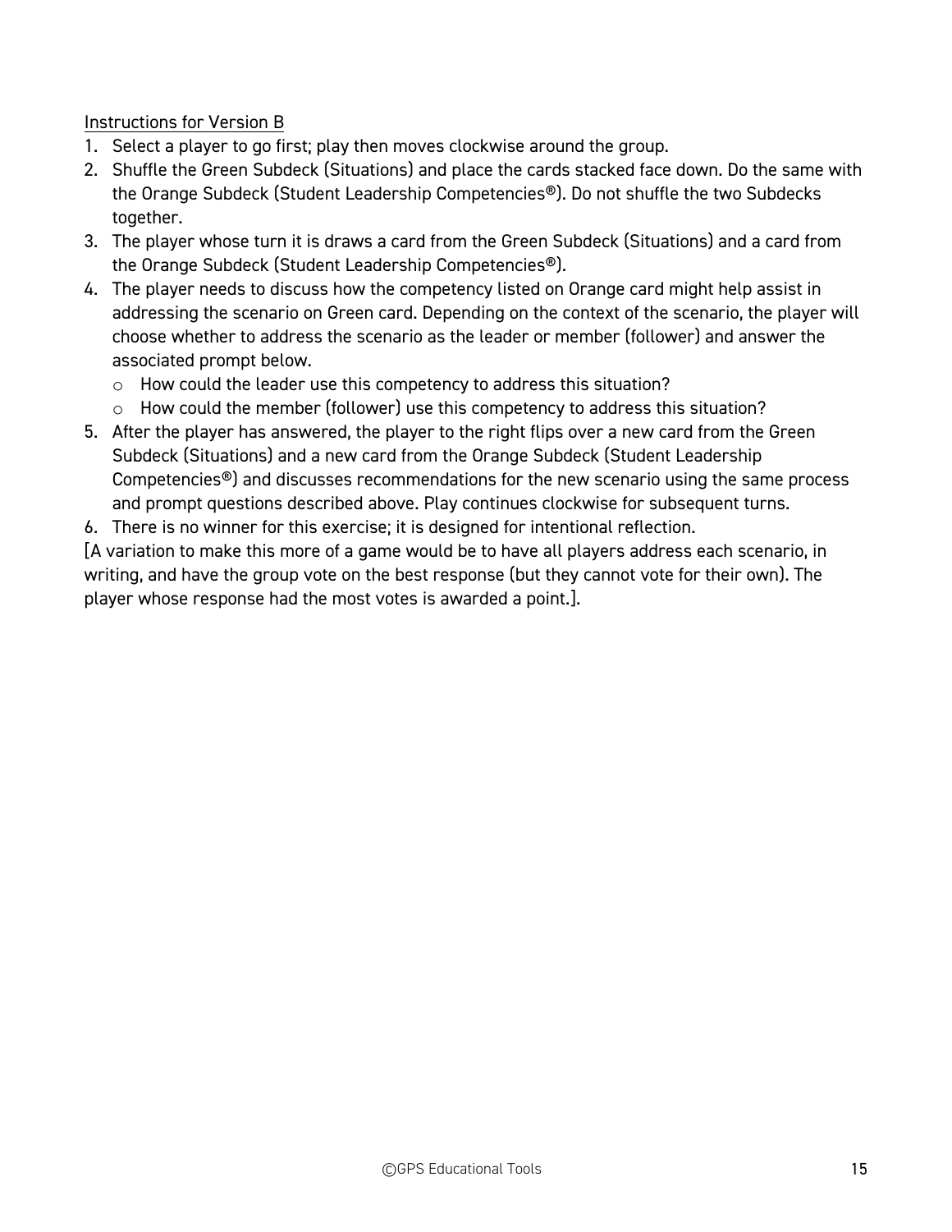<u>Instructions for Version B</u>

1. Select a player to go first; play then moves clockwise around the group.
2. Shuffle the Green Subdeck (Situations) and place the cards stacked face down. Do the same with the Orange Subdeck (Student Leadership Competencies®). Do not shuffle the two Subdecks together.
3. The player whose turn it is draws a card from the Green Subdeck (Situations) and a card from the Orange Subdeck (Student Leadership Competencies®).
4. The player needs to discuss how the competency listed on Orange card might help assist in addressing the scenario on Green card. Depending on the context of the scenario, the player will choose whether to address the scenario as the leader or member (follower) and answer the associated prompt below.
   - How could the leader use this competency to address this situation?
   - How could the member (follower) use this competency to address this situation?
5. After the player has answered, the player to the right flips over a new card from the Green Subdeck (Situations) and a new card from the Orange Subdeck (Student Leadership Competencies®) and discusses recommendations for the new scenario using the same process and prompt questions described above. Play continues clockwise for subsequent turns.
6. There is no winner for this exercise; it is designed for intentional reflection.

[A variation to make this more of a game would be to have all players address each scenario, in writing, and have the group vote on the best response (but they cannot vote for their own). The player whose response had the most votes is awarded a point.].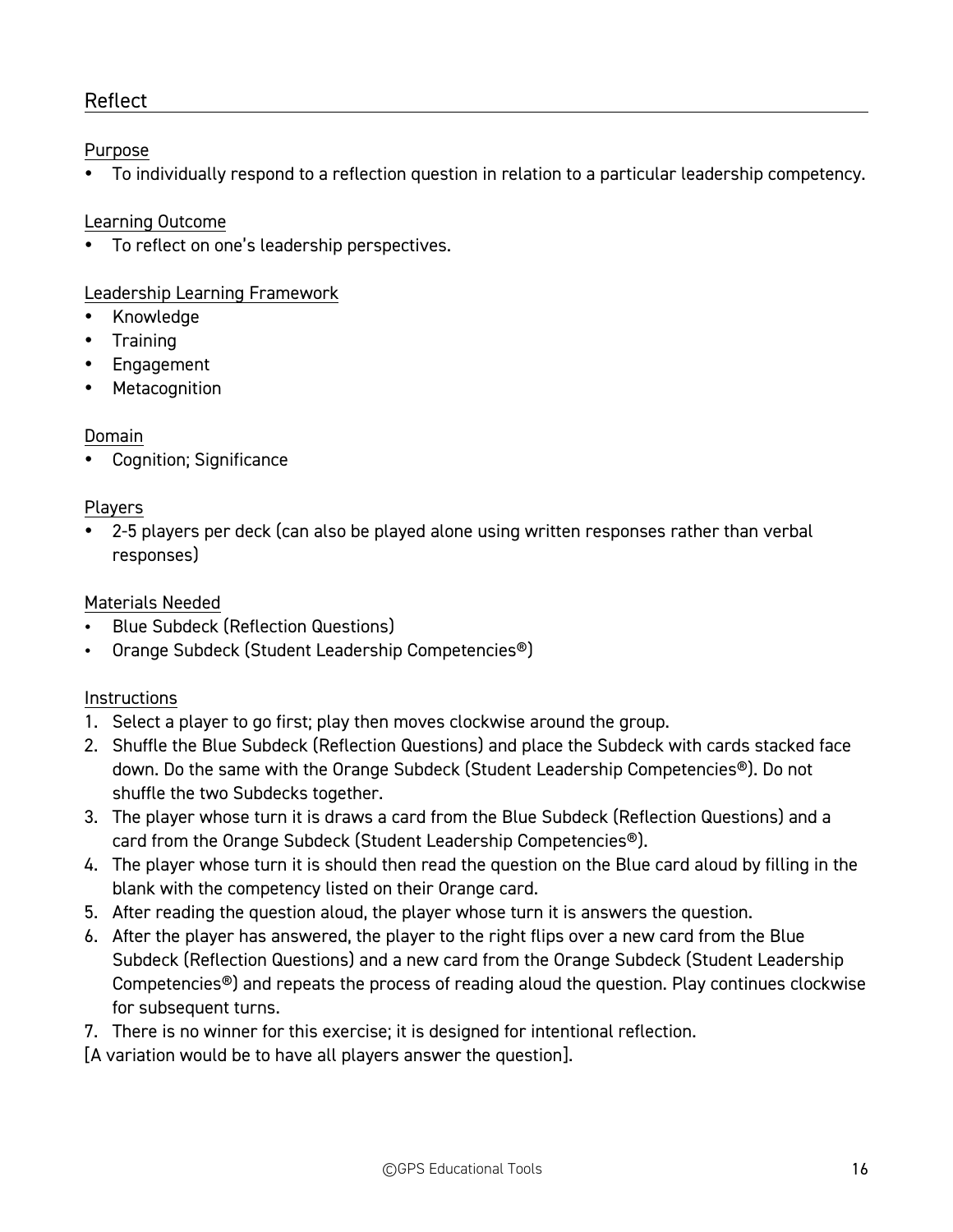## Reflect

Purpose

- To individually respond to a reflection question in relation to a particular leadership competency.

Learning Outcome

- To reflect on one's leadership perspectives.

Leadership Learning Framework

- Knowledge
- Training
- Engagement
- Metacognition

Domain

- Cognition; Significance

Players

- 2-5 players per deck (can also be played alone using written responses rather than verbal responses)

Materials Needed

- Blue Subdeck (Reflection Questions)
- Orange Subdeck (Student Leadership Competencies®)

Instructions

1. Select a player to go first; play then moves clockwise around the group.
2. Shuffle the Blue Subdeck (Reflection Questions) and place the Subdeck with cards stacked face down. Do the same with the Orange Subdeck (Student Leadership Competencies®). Do not shuffle the two Subdecks together.
3. The player whose turn it is draws a card from the Blue Subdeck (Reflection Questions) and a card from the Orange Subdeck (Student Leadership Competencies®).
4. The player whose turn it is should then read the question on the Blue card aloud by filling in the blank with the competency listed on their Orange card.
5. After reading the question aloud, the player whose turn it is answers the question.
6. After the player has answered, the player to the right flips over a new card from the Blue Subdeck (Reflection Questions) and a new card from the Orange Subdeck (Student Leadership Competencies®) and repeats the process of reading aloud the question. Play continues clockwise for subsequent turns.
7. There is no winner for this exercise; it is designed for intentional reflection.

[A variation would be to have all players answer the question].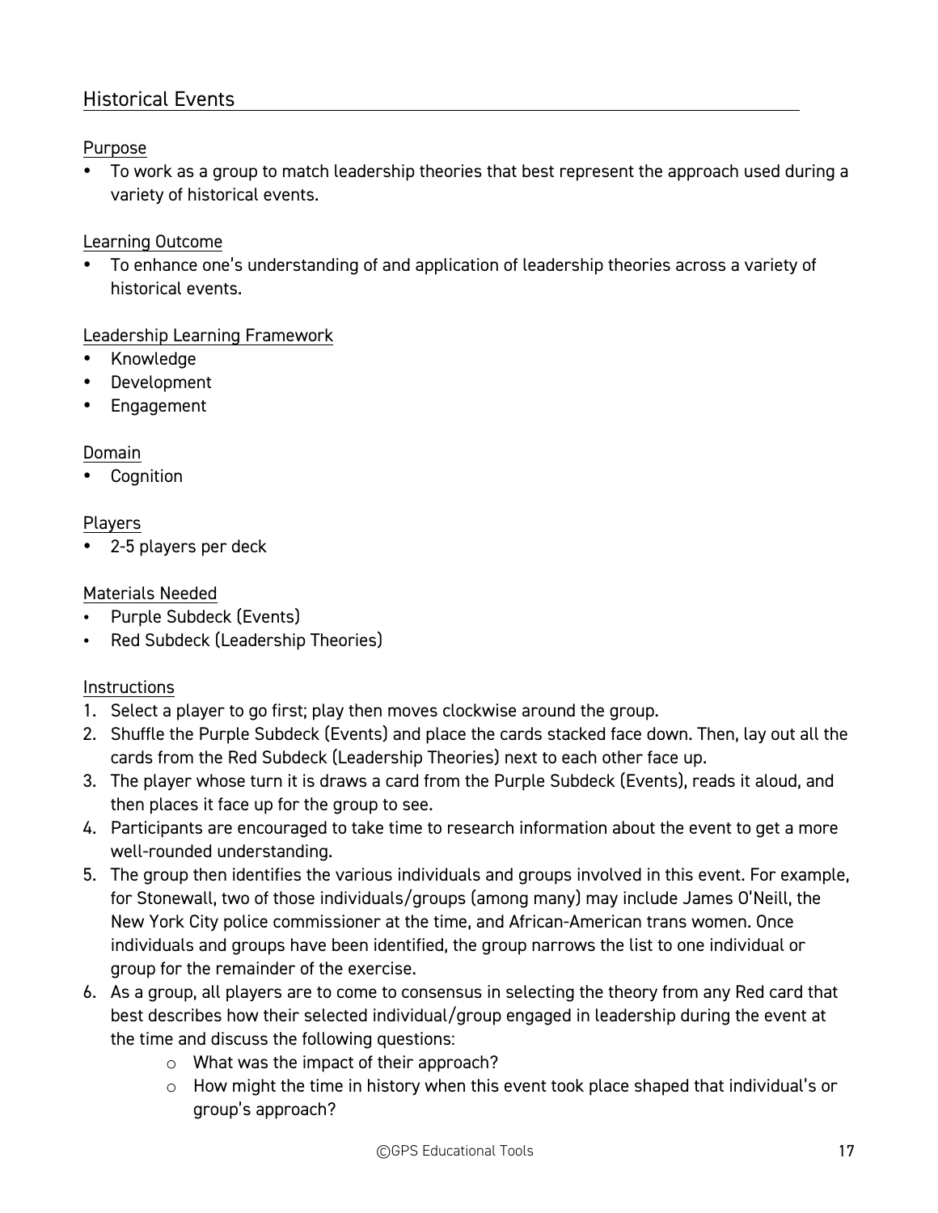## Historical Events

Purpose

- To work as a group to match leadership theories that best represent the approach used during a variety of historical events.

Learning Outcome

- To enhance one's understanding of and application of leadership theories across a variety of historical events.

Leadership Learning Framework

- Knowledge
- Development
- Engagement

Domain

- Cognition

Players

- 2-5 players per deck

Materials Needed

- Purple Subdeck (Events)
- Red Subdeck (Leadership Theories)

Instructions

1. Select a player to go first; play then moves clockwise around the group.
2. Shuffle the Purple Subdeck (Events) and place the cards stacked face down. Then, lay out all the cards from the Red Subdeck (Leadership Theories) next to each other face up.
3. The player whose turn it is draws a card from the Purple Subdeck (Events), reads it aloud, and then places it face up for the group to see.
4. Participants are encouraged to take time to research information about the event to get a more well-rounded understanding.
5. The group then identifies the various individuals and groups involved in this event. For example, for Stonewall, two of those individuals/groups (among many) may include James O'Neill, the New York City police commissioner at the time, and African-American trans women. Once individuals and groups have been identified, the group narrows the list to one individual or group for the remainder of the exercise.
6. As a group, all players are to come to consensus in selecting the theory from any Red card that best describes how their selected individual/group engaged in leadership during the event at the time and discuss the following questions:
   - What was the impact of their approach?
   - How might the time in history when this event took place shaped that individual's or group's approach?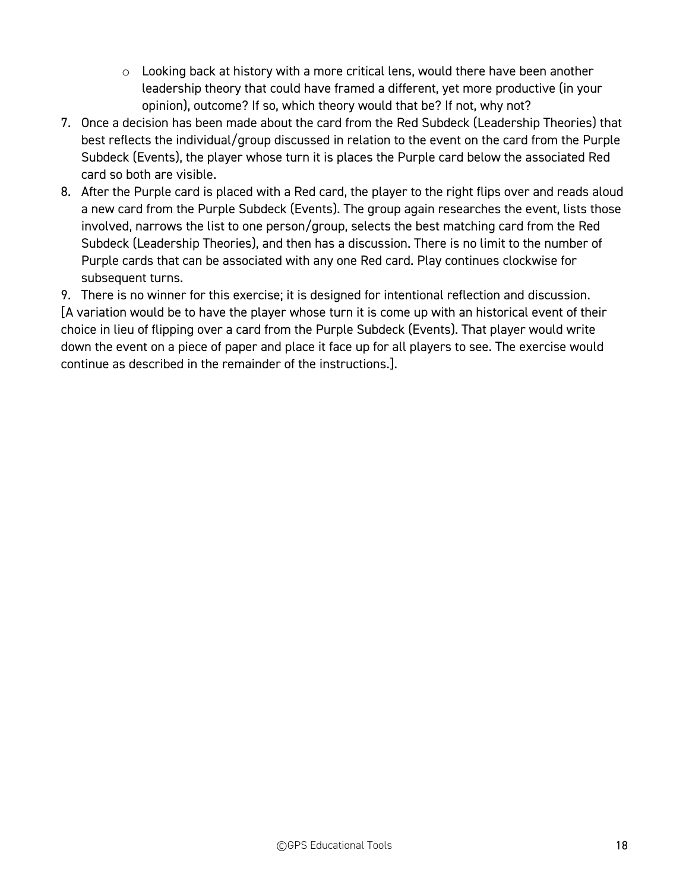- Looking back at history with a more critical lens, would there have been another leadership theory that could have framed a different, yet more productive (in your opinion), outcome? If so, which theory would that be? If not, why not?

7. Once a decision has been made about the card from the Red Subdeck (Leadership Theories) that best reflects the individual/group discussed in relation to the event on the card from the Purple Subdeck (Events), the player whose turn it is places the Purple card below the associated Red card so both are visible.
8. After the Purple card is placed with a Red card, the player to the right flips over and reads aloud a new card from the Purple Subdeck (Events). The group again researches the event, lists those involved, narrows the list to one person/group, selects the best matching card from the Red Subdeck (Leadership Theories), and then has a discussion. There is no limit to the number of Purple cards that can be associated with any one Red card. Play continues clockwise for subsequent turns.
9. There is no winner for this exercise; it is designed for intentional reflection and discussion.

[A variation would be to have the player whose turn it is come up with an historical event of their choice in lieu of flipping over a card from the Purple Subdeck (Events). That player would write down the event on a piece of paper and place it face up for all players to see. The exercise would continue as described in the remainder of the instructions.].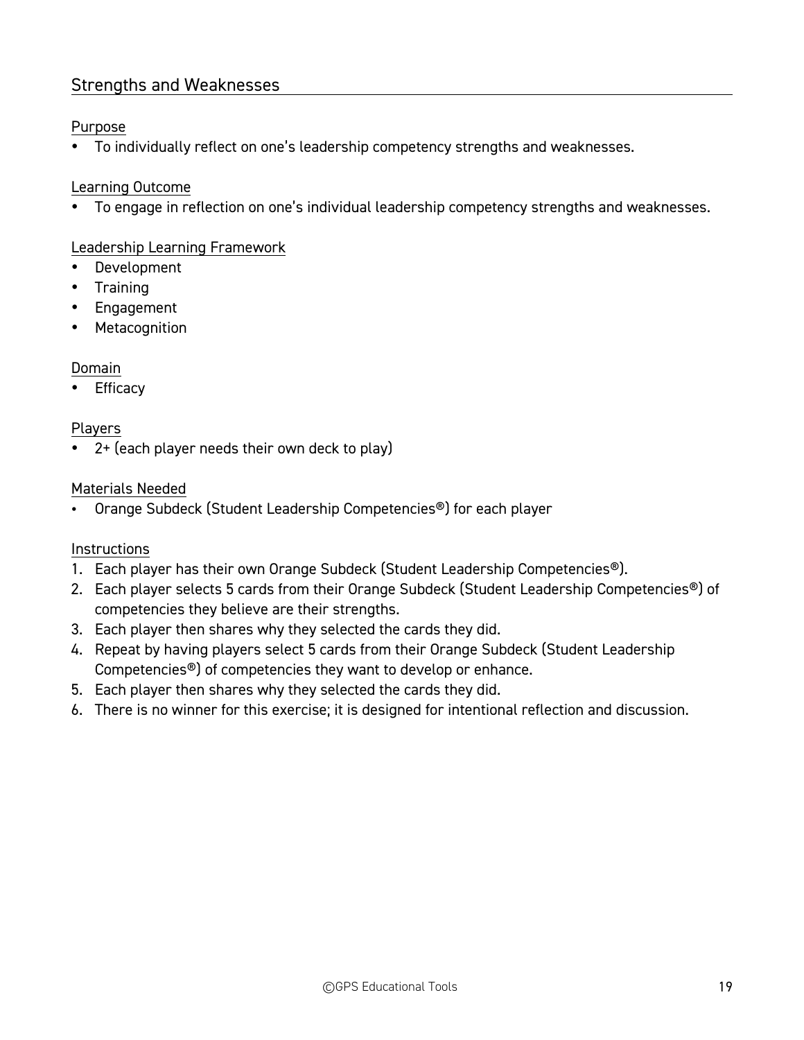## Strengths and Weaknesses

Purpose

- To individually reflect on one's leadership competency strengths and weaknesses.

Learning Outcome

- To engage in reflection on one's individual leadership competency strengths and weaknesses.

Leadership Learning Framework

- Development
- Training
- Engagement
- Metacognition

Domain

- Efficacy

Players

- 2+ (each player needs their own deck to play)

Materials Needed

- Orange Subdeck (Student Leadership Competencies®) for each player

Instructions

1. Each player has their own Orange Subdeck (Student Leadership Competencies®).
2. Each player selects 5 cards from their Orange Subdeck (Student Leadership Competencies®) of competencies they believe are their strengths.
3. Each player then shares why they selected the cards they did.
4. Repeat by having players select 5 cards from their Orange Subdeck (Student Leadership Competencies®) of competencies they want to develop or enhance.
5. Each player then shares why they selected the cards they did.
6. There is no winner for this exercise; it is designed for intentional reflection and discussion.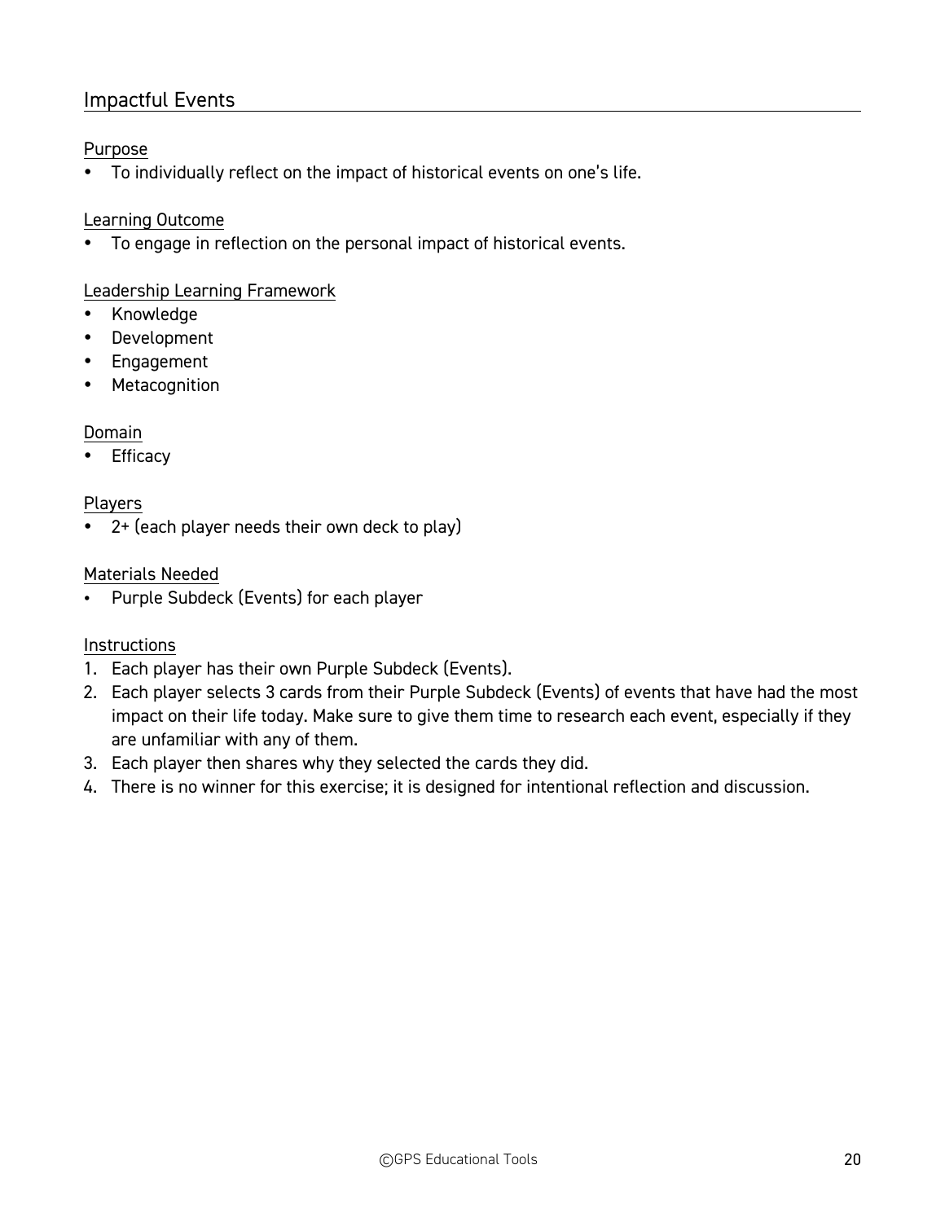## Impactful Events

### Purpose

- To individually reflect on the impact of historical events on one's life.

### Learning Outcome

- To engage in reflection on the personal impact of historical events.

### Leadership Learning Framework

- Knowledge
- Development
- Engagement
- Metacognition

### Domain

- Efficacy

### Players

- 2+ (each player needs their own deck to play)

### Materials Needed

- Purple Subdeck (Events) for each player

### Instructions

1. Each player has their own Purple Subdeck (Events).
2. Each player selects 3 cards from their Purple Subdeck (Events) of events that have had the most impact on their life today. Make sure to give them time to research each event, especially if they are unfamiliar with any of them.
3. Each player then shares why they selected the cards they did.
4. There is no winner for this exercise; it is designed for intentional reflection and discussion.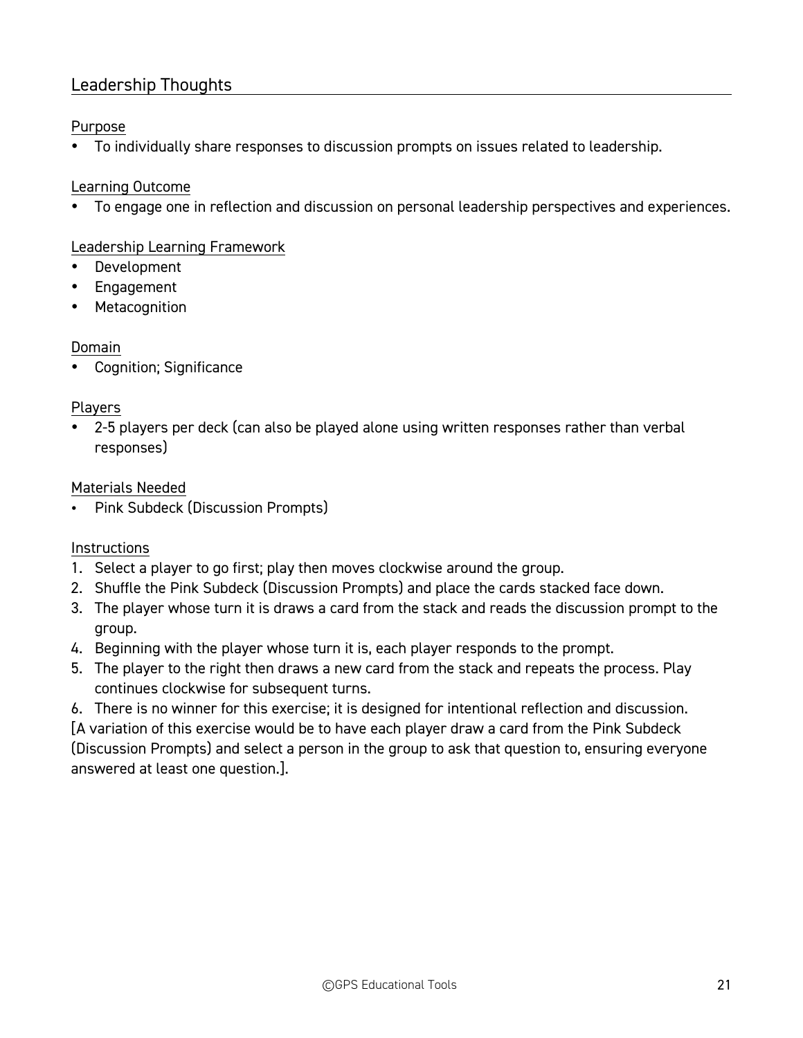## Leadership Thoughts

Purpose

- To individually share responses to discussion prompts on issues related to leadership.

Learning Outcome

- To engage one in reflection and discussion on personal leadership perspectives and experiences.

Leadership Learning Framework

- Development
- Engagement
- Metacognition

Domain

- Cognition; Significance

Players

- 2-5 players per deck (can also be played alone using written responses rather than verbal responses)

Materials Needed

- Pink Subdeck (Discussion Prompts)

Instructions

1. Select a player to go first; play then moves clockwise around the group.
2. Shuffle the Pink Subdeck (Discussion Prompts) and place the cards stacked face down.
3. The player whose turn it is draws a card from the stack and reads the discussion prompt to the group.
4. Beginning with the player whose turn it is, each player responds to the prompt.
5. The player to the right then draws a new card from the stack and repeats the process. Play continues clockwise for subsequent turns.
6. There is no winner for this exercise; it is designed for intentional reflection and discussion.

[A variation of this exercise would be to have each player draw a card from the Pink Subdeck (Discussion Prompts) and select a person in the group to ask that question to, ensuring everyone answered at least one question.].

©GPS Educational Tools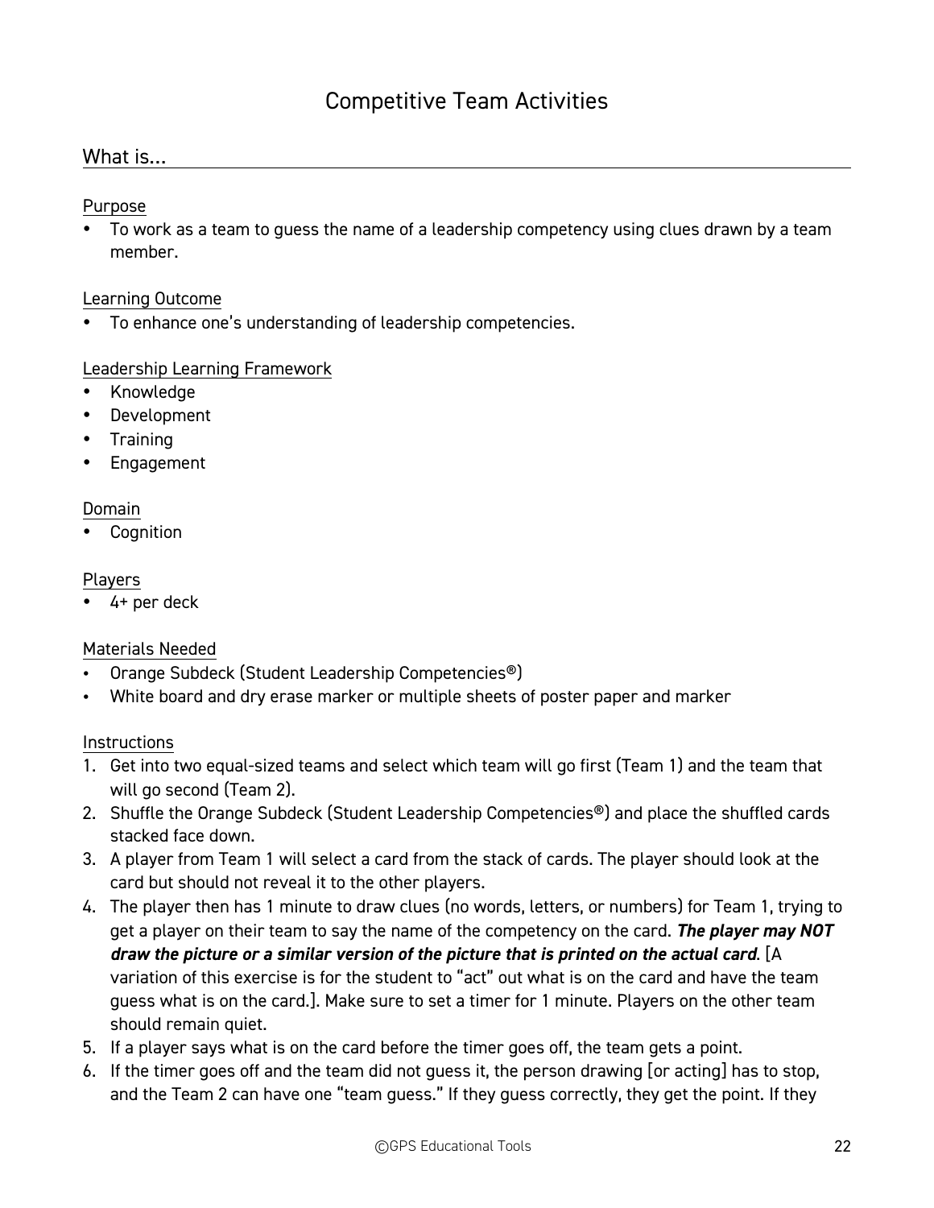# Competitive Team Activities

## What is...

Purpose

- To work as a team to guess the name of a leadership competency using clues drawn by a team member.

Learning Outcome

- To enhance one's understanding of leadership competencies.

Leadership Learning Framework

- Knowledge
- Development
- Training
- Engagement

Domain

- Cognition

Players

- 4+ per deck

Materials Needed

- Orange Subdeck (Student Leadership Competencies®)
- White board and dry erase marker or multiple sheets of poster paper and marker

Instructions

1. Get into two equal-sized teams and select which team will go first (Team 1) and the team that will go second (Team 2).
2. Shuffle the Orange Subdeck (Student Leadership Competencies®) and place the shuffled cards stacked face down.
3. A player from Team 1 will select a card from the stack of cards. The player should look at the card but should not reveal it to the other players.
4. The player then has 1 minute to draw clues (no words, letters, or numbers) for Team 1, trying to get a player on their team to say the name of the competency on the card. ***The player may NOT draw the picture or a similar version of the picture that is printed on the actual card***. [A variation of this exercise is for the student to "act" out what is on the card and have the team guess what is on the card.]. Make sure to set a timer for 1 minute. Players on the other team should remain quiet.
5. If a player says what is on the card before the timer goes off, the team gets a point.
6. If the timer goes off and the team did not guess it, the person drawing [or acting] has to stop, and the Team 2 can have one "team guess." If they guess correctly, they get the point. If they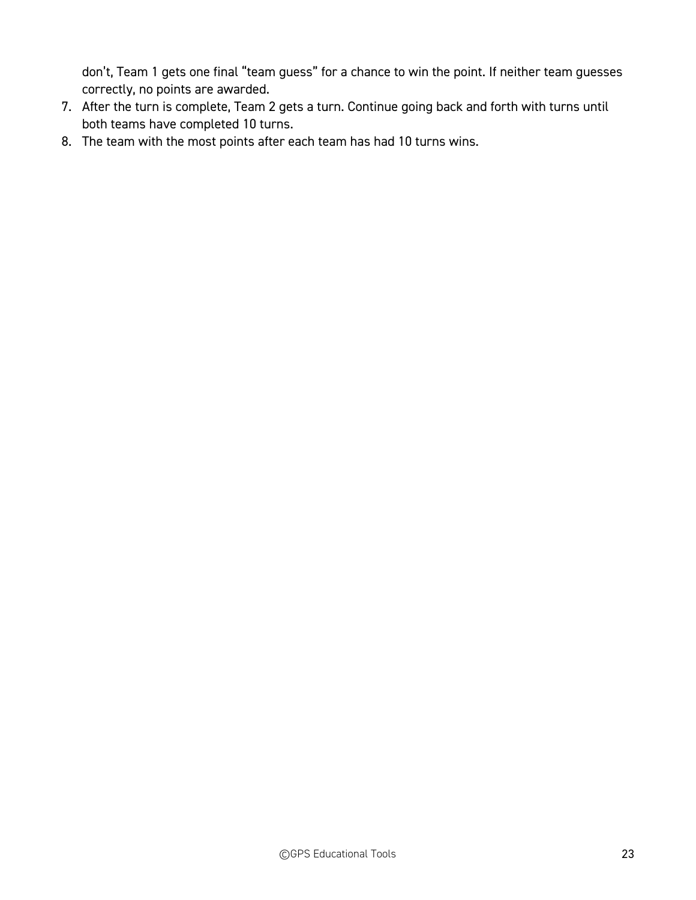don't, Team 1 gets one final "team guess" for a chance to win the point. If neither team guesses correctly, no points are awarded.

7. After the turn is complete, Team 2 gets a turn. Continue going back and forth with turns until both teams have completed 10 turns.
8. The team with the most points after each team has had 10 turns wins.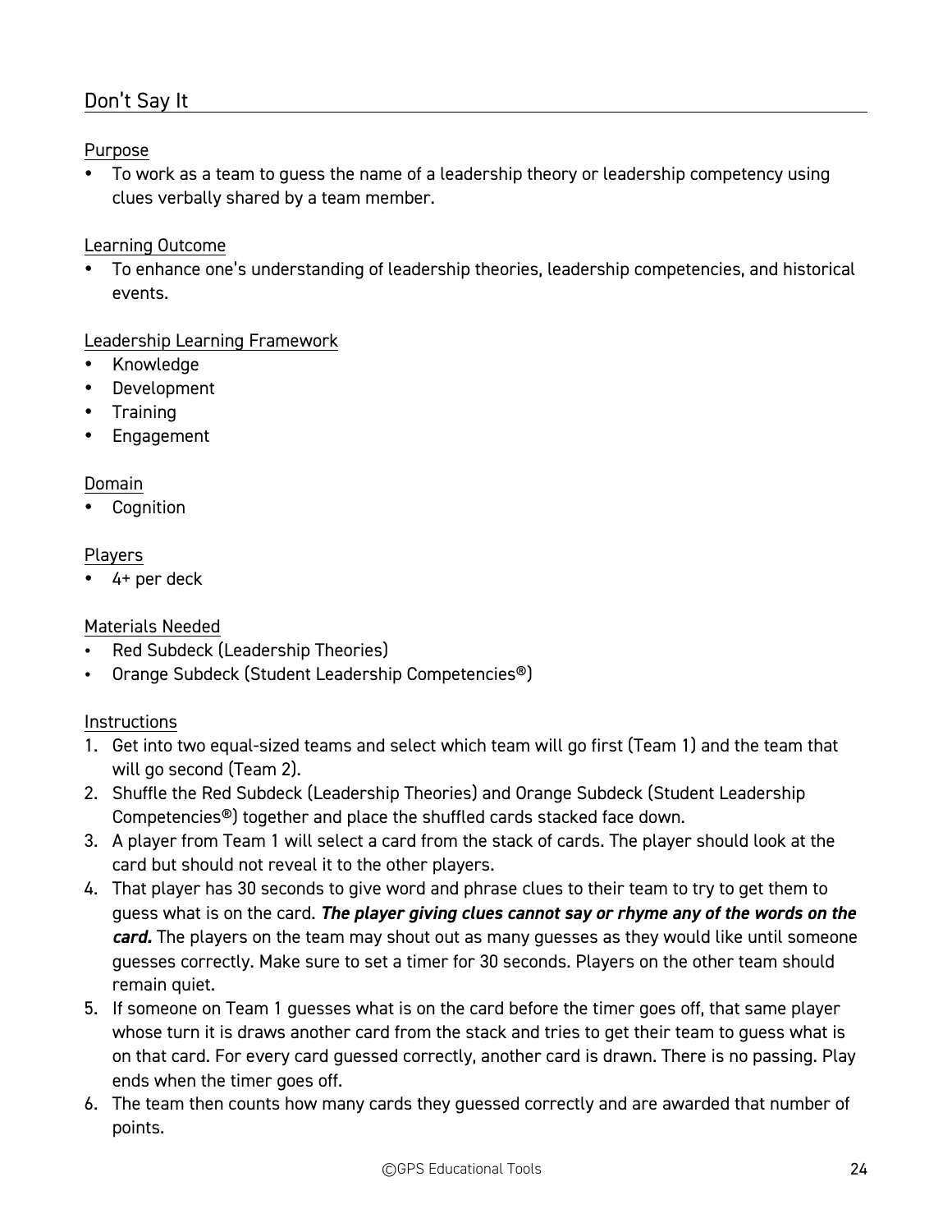## Don't Say It

Purpose

- To work as a team to guess the name of a leadership theory or leadership competency using clues verbally shared by a team member.

Learning Outcome

- To enhance one's understanding of leadership theories, leadership competencies, and historical events.

Leadership Learning Framework

- Knowledge
- Development
- Training
- Engagement

Domain

- Cognition

Players

- 4+ per deck

Materials Needed

- Red Subdeck (Leadership Theories)
- Orange Subdeck (Student Leadership Competencies®)

Instructions

1. Get into two equal-sized teams and select which team will go first (Team 1) and the team that will go second (Team 2).
2. Shuffle the Red Subdeck (Leadership Theories) and Orange Subdeck (Student Leadership Competencies®) together and place the shuffled cards stacked face down.
3. A player from Team 1 will select a card from the stack of cards. The player should look at the card but should not reveal it to the other players.
4. That player has 30 seconds to give word and phrase clues to their team to try to get them to guess what is on the card. ***The player giving clues cannot say or rhyme any of the words on the card.*** The players on the team may shout out as many guesses as they would like until someone guesses correctly. Make sure to set a timer for 30 seconds. Players on the other team should remain quiet.
5. If someone on Team 1 guesses what is on the card before the timer goes off, that same player whose turn it is draws another card from the stack and tries to get their team to guess what is on that card. For every card guessed correctly, another card is drawn. There is no passing. Play ends when the timer goes off.
6. The team then counts how many cards they guessed correctly and are awarded that number of points.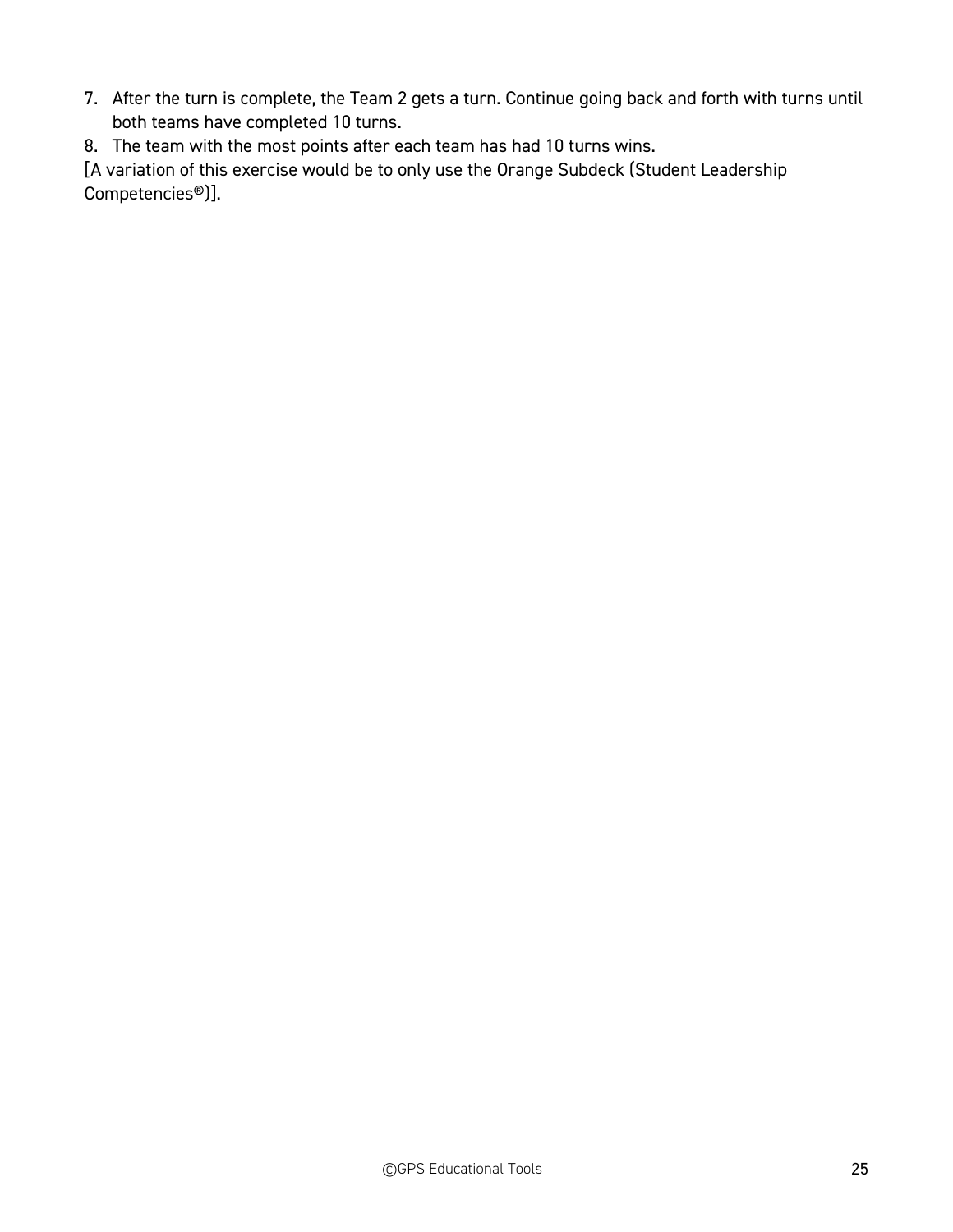7. After the turn is complete, the Team 2 gets a turn. Continue going back and forth with turns until both teams have completed 10 turns.
8. The team with the most points after each team has had 10 turns wins.

[A variation of this exercise would be to only use the Orange Subdeck (Student Leadership Competencies®)].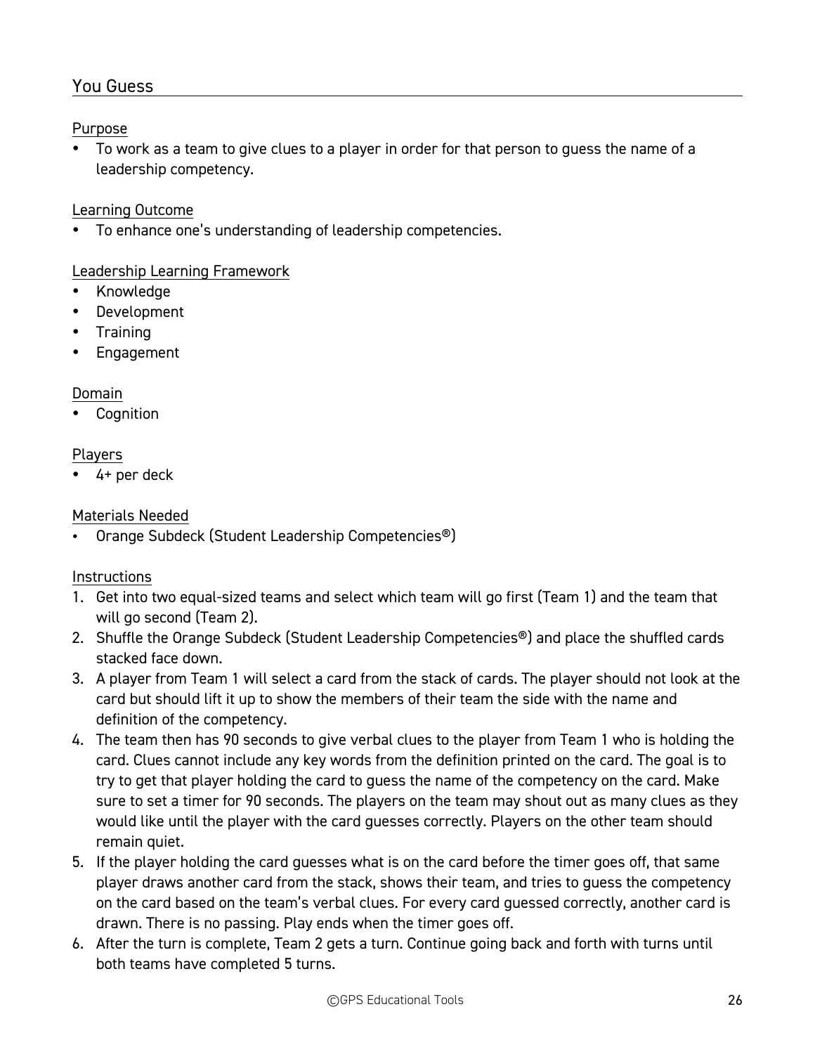## You Guess

Purpose

- To work as a team to give clues to a player in order for that person to guess the name of a leadership competency.

Learning Outcome

- To enhance one's understanding of leadership competencies.

Leadership Learning Framework

- Knowledge
- Development
- Training
- Engagement

Domain

- Cognition

Players

- 4+ per deck

Materials Needed

- Orange Subdeck (Student Leadership Competencies®)

Instructions

1. Get into two equal-sized teams and select which team will go first (Team 1) and the team that will go second (Team 2).
2. Shuffle the Orange Subdeck (Student Leadership Competencies®) and place the shuffled cards stacked face down.
3. A player from Team 1 will select a card from the stack of cards. The player should not look at the card but should lift it up to show the members of their team the side with the name and definition of the competency.
4. The team then has 90 seconds to give verbal clues to the player from Team 1 who is holding the card. Clues cannot include any key words from the definition printed on the card. The goal is to try to get that player holding the card to guess the name of the competency on the card. Make sure to set a timer for 90 seconds. The players on the team may shout out as many clues as they would like until the player with the card guesses correctly. Players on the other team should remain quiet.
5. If the player holding the card guesses what is on the card before the timer goes off, that same player draws another card from the stack, shows their team, and tries to guess the competency on the card based on the team's verbal clues. For every card guessed correctly, another card is drawn. There is no passing. Play ends when the timer goes off.
6. After the turn is complete, Team 2 gets a turn. Continue going back and forth with turns until both teams have completed 5 turns.

©GPS Educational Tools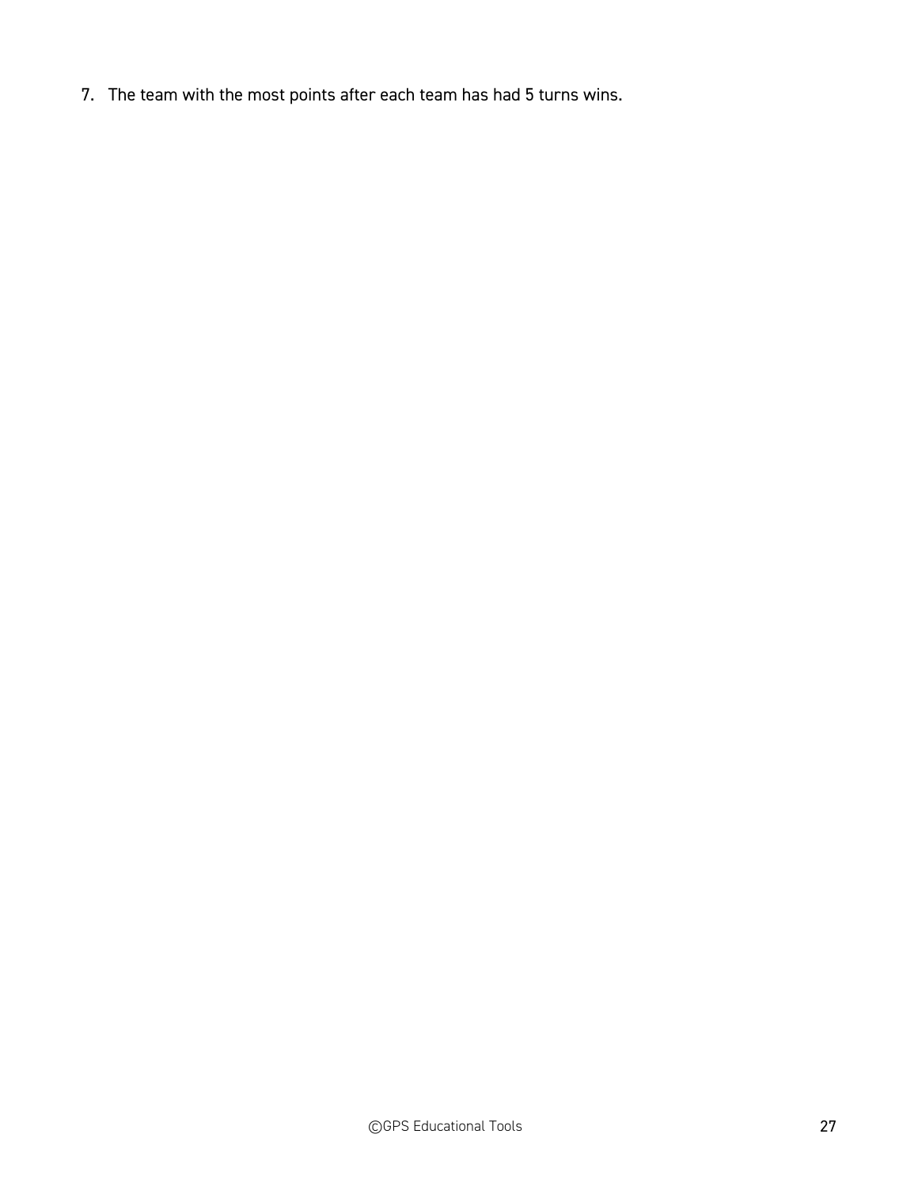7. The team with the most points after each team has had 5 turns wins.